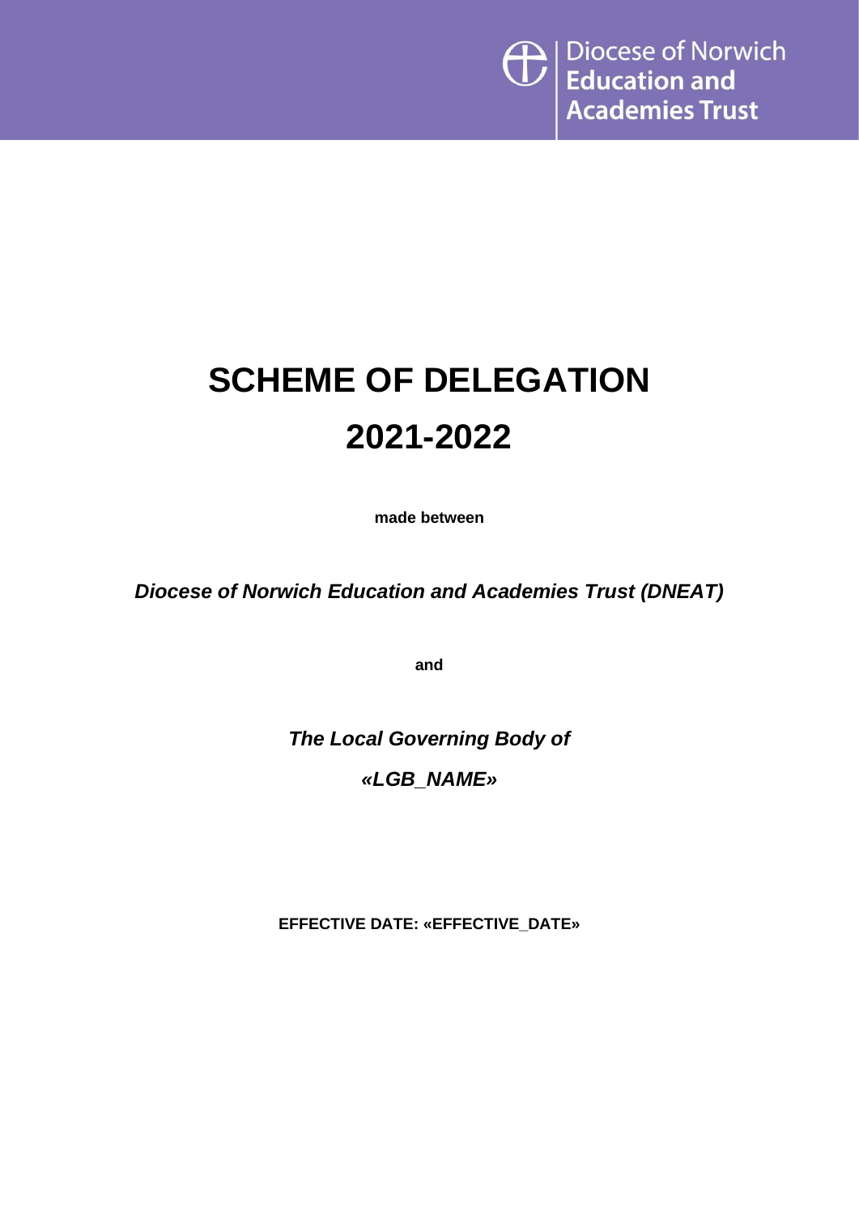Diocese of Norwich **Education and Academies Trust**

# SCHEME OF DELEGATION

# 2021-2022

**made between**

***Diocese of Norwich Education and Academies Trust (DNEAT)***

**and**

***The Local Governing Body of***

***«LGB_NAME»***

**EFFECTIVE DATE: «EFFECTIVE_DATE»**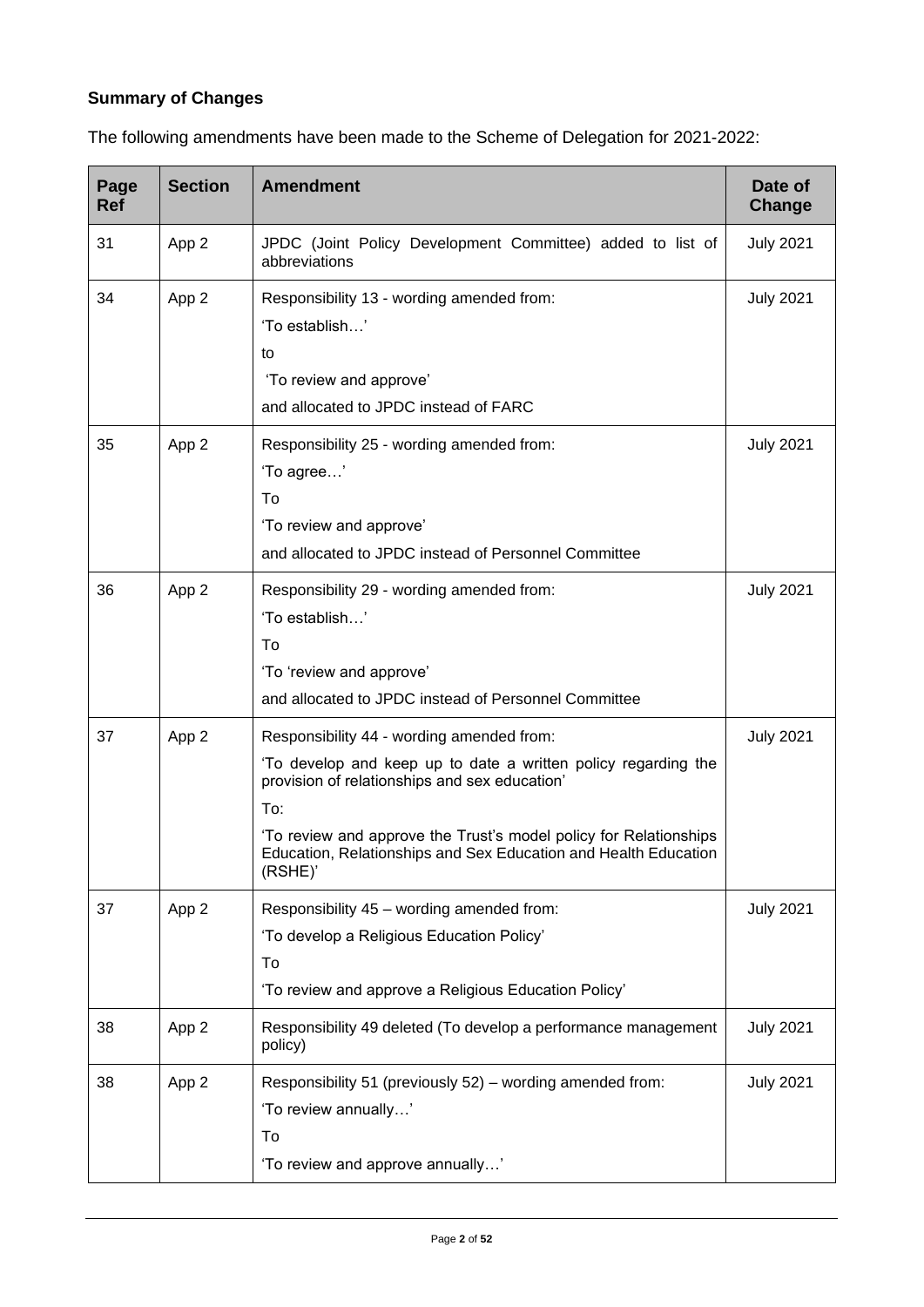**Summary of Changes**

The following amendments have been made to the Scheme of Delegation for 2021-2022:

| Page Ref | Section | Amendment | Date of Change |
|---|---|---|---|
| 31 | App 2 | JPDC (Joint Policy Development Committee) added to list of abbreviations | July 2021 |
| 34 | App 2 | Responsibility 13 - wording amended from:<br>'To establish…'<br>to<br>'To review and approve'<br>and allocated to JPDC instead of FARC | July 2021 |
| 35 | App 2 | Responsibility 25 - wording amended from:<br>'To agree…'<br>To<br>'To review and approve'<br>and allocated to JPDC instead of Personnel Committee | July 2021 |
| 36 | App 2 | Responsibility 29 - wording amended from:<br>'To establish…'<br>To<br>'To 'review and approve'<br>and allocated to JPDC instead of Personnel Committee | July 2021 |
| 37 | App 2 | Responsibility 44 - wording amended from:<br>'To develop and keep up to date a written policy regarding the provision of relationships and sex education'<br>To:<br>'To review and approve the Trust's model policy for Relationships Education, Relationships and Sex Education and Health Education (RSHE)' | July 2021 |
| 37 | App 2 | Responsibility 45 – wording amended from:<br>'To develop a Religious Education Policy'<br>To<br>'To review and approve a Religious Education Policy' | July 2021 |
| 38 | App 2 | Responsibility 49 deleted (To develop a performance management policy) | July 2021 |
| 38 | App 2 | Responsibility 51 (previously 52) – wording amended from:<br>'To review annually…'<br>To<br>'To review and approve annually…' | July 2021 |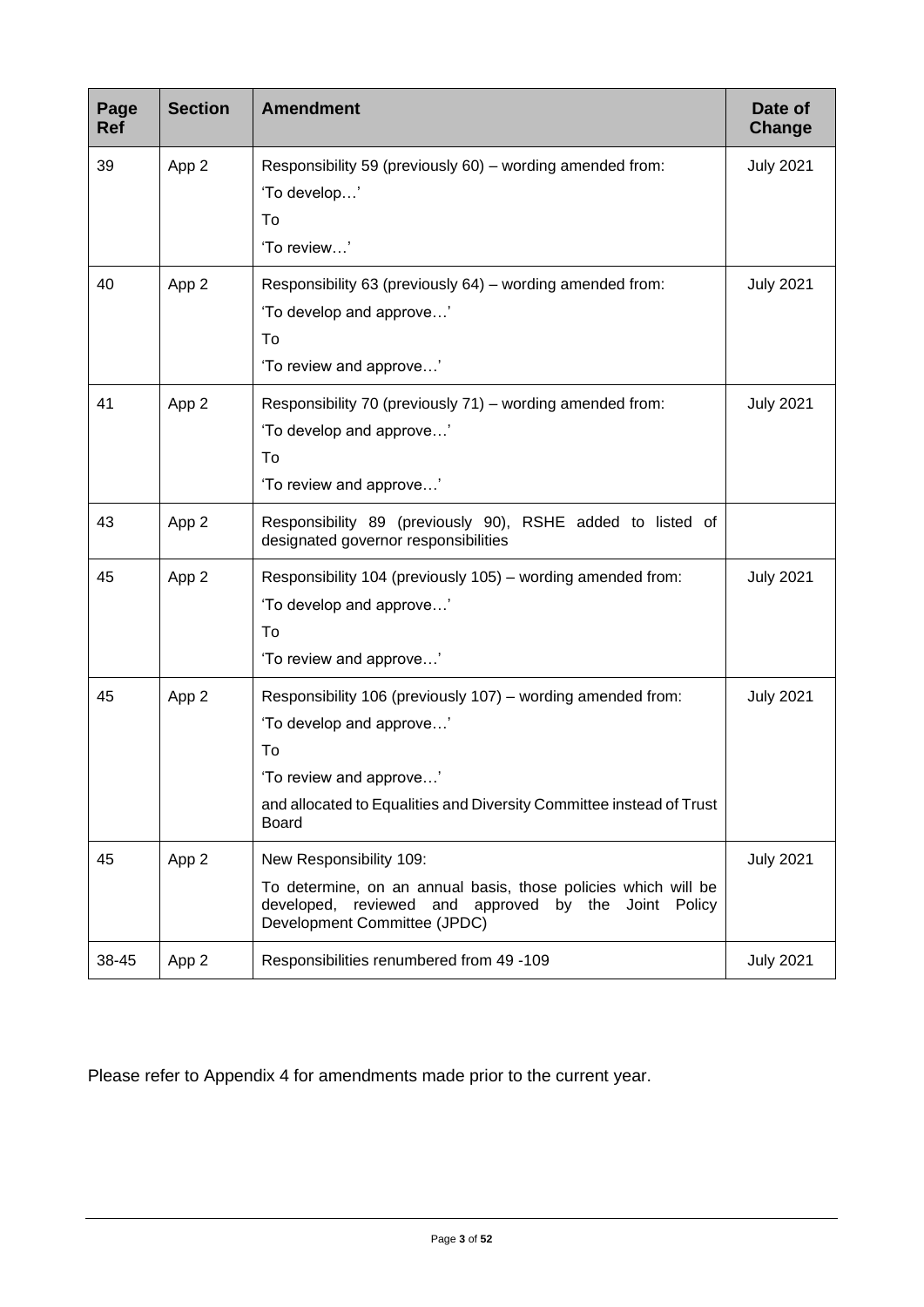| Page Ref | Section | Amendment | Date of Change |
|---|---|---|---|
| 39 | App 2 | Responsibility 59 (previously 60) – wording amended from:<br>'To develop…'<br>To<br>'To review…' | July 2021 |
| 40 | App 2 | Responsibility 63 (previously 64) – wording amended from:<br>'To develop and approve…'<br>To<br>'To review and approve…' | July 2021 |
| 41 | App 2 | Responsibility 70 (previously 71) – wording amended from:<br>'To develop and approve…'<br>To<br>'To review and approve…' | July 2021 |
| 43 | App 2 | Responsibility 89 (previously 90), RSHE added to listed of designated governor responsibilities | |
| 45 | App 2 | Responsibility 104 (previously 105) – wording amended from:<br>'To develop and approve…'<br>To<br>'To review and approve…' | July 2021 |
| 45 | App 2 | Responsibility 106 (previously 107) – wording amended from:<br>'To develop and approve…'<br>To<br>'To review and approve…'<br>and allocated to Equalities and Diversity Committee instead of Trust Board | July 2021 |
| 45 | App 2 | New Responsibility 109:<br>To determine, on an annual basis, those policies which will be developed, reviewed and approved by the Joint Policy Development Committee (JPDC) | July 2021 |
| 38-45 | App 2 | Responsibilities renumbered from 49 -109 | July 2021 |

Please refer to Appendix 4 for amendments made prior to the current year.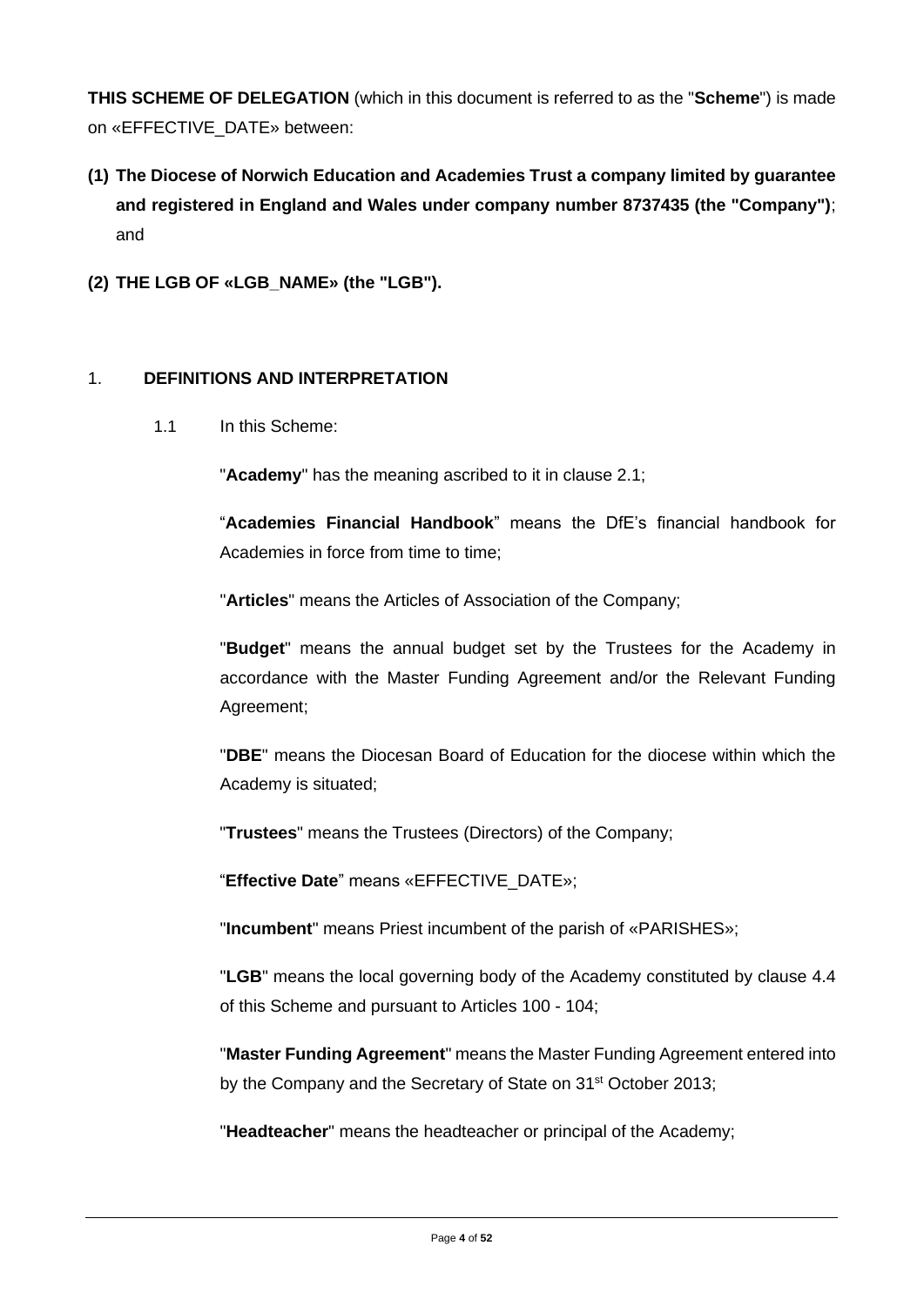**THIS SCHEME OF DELEGATION** (which in this document is referred to as the "**Scheme**") is made on «EFFECTIVE_DATE» between:

**(1) The Diocese of Norwich Education and Academies Trust a company limited by guarantee and registered in England and Wales under company number 8737435 (the "Company")**; and

**(2) THE LGB OF «LGB_NAME» (the "LGB").**

## 1. DEFINITIONS AND INTERPRETATION

1.1 In this Scheme:

"**Academy**" has the meaning ascribed to it in clause 2.1;

"**Academies Financial Handbook**" means the DfE's financial handbook for Academies in force from time to time;

"**Articles**" means the Articles of Association of the Company;

"**Budget**" means the annual budget set by the Trustees for the Academy in accordance with the Master Funding Agreement and/or the Relevant Funding Agreement;

"**DBE**" means the Diocesan Board of Education for the diocese within which the Academy is situated;

"**Trustees**" means the Trustees (Directors) of the Company;

"**Effective Date**" means «EFFECTIVE_DATE»;

"**Incumbent**" means Priest incumbent of the parish of «PARISHES»;

"**LGB**" means the local governing body of the Academy constituted by clause 4.4 of this Scheme and pursuant to Articles 100 - 104;

"**Master Funding Agreement**" means the Master Funding Agreement entered into by the Company and the Secretary of State on 31st October 2013;

"**Headteacher**" means the headteacher or principal of the Academy;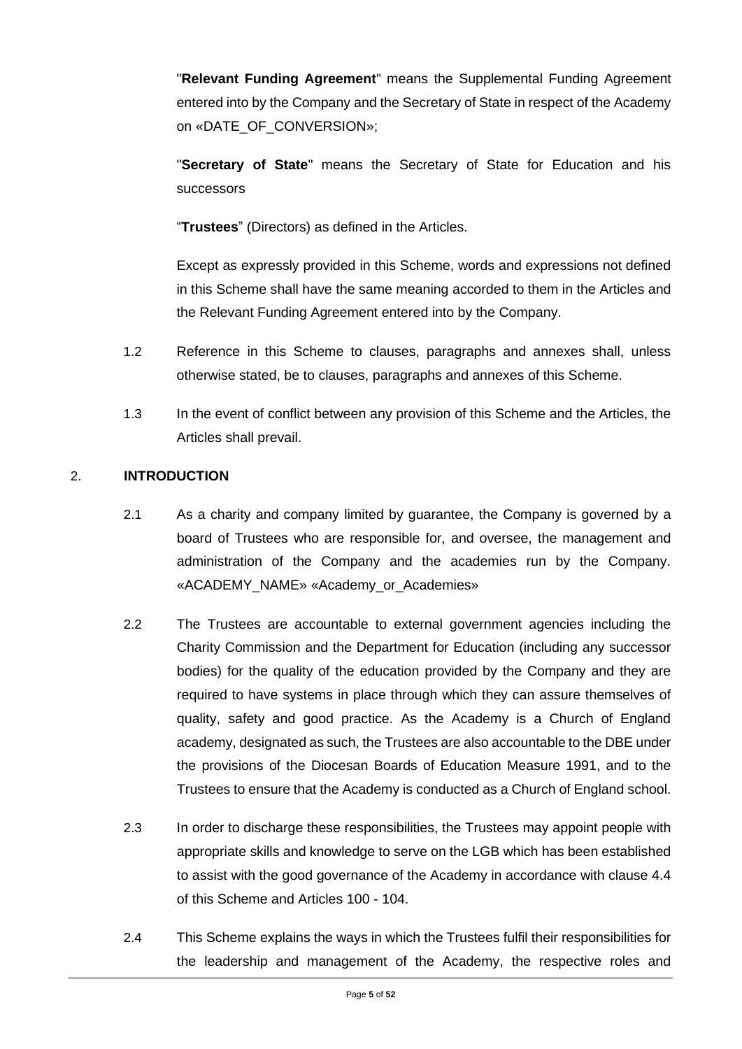"**Relevant Funding Agreement**" means the Supplemental Funding Agreement entered into by the Company and the Secretary of State in respect of the Academy on «DATE_OF_CONVERSION»;

"**Secretary of State**" means the Secretary of State for Education and his successors

"**Trustees**" (Directors) as defined in the Articles.

Except as expressly provided in this Scheme, words and expressions not defined in this Scheme shall have the same meaning accorded to them in the Articles and the Relevant Funding Agreement entered into by the Company.

1.2 Reference in this Scheme to clauses, paragraphs and annexes shall, unless otherwise stated, be to clauses, paragraphs and annexes of this Scheme.

1.3 In the event of conflict between any provision of this Scheme and the Articles, the Articles shall prevail.

## 2. INTRODUCTION

2.1 As a charity and company limited by guarantee, the Company is governed by a board of Trustees who are responsible for, and oversee, the management and administration of the Company and the academies run by the Company. «ACADEMY_NAME» «Academy_or_Academies»

2.2 The Trustees are accountable to external government agencies including the Charity Commission and the Department for Education (including any successor bodies) for the quality of the education provided by the Company and they are required to have systems in place through which they can assure themselves of quality, safety and good practice. As the Academy is a Church of England academy, designated as such, the Trustees are also accountable to the DBE under the provisions of the Diocesan Boards of Education Measure 1991, and to the Trustees to ensure that the Academy is conducted as a Church of England school.

2.3 In order to discharge these responsibilities, the Trustees may appoint people with appropriate skills and knowledge to serve on the LGB which has been established to assist with the good governance of the Academy in accordance with clause 4.4 of this Scheme and Articles 100 - 104.

2.4 This Scheme explains the ways in which the Trustees fulfil their responsibilities for the leadership and management of the Academy, the respective roles and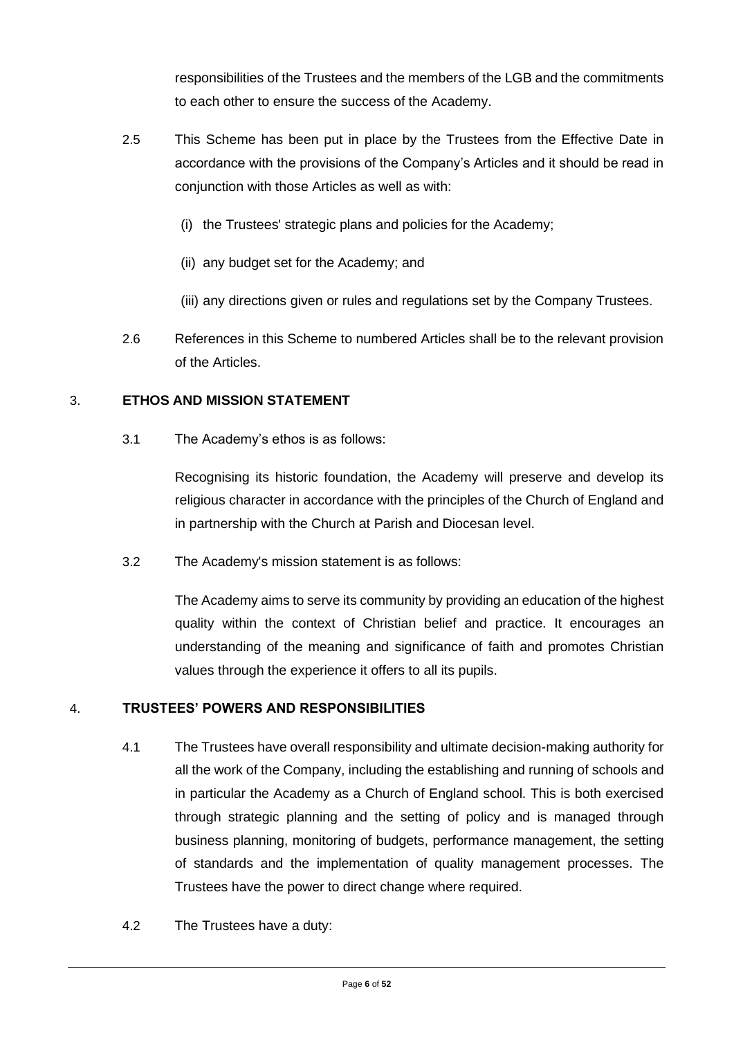responsibilities of the Trustees and the members of the LGB and the commitments to each other to ensure the success of the Academy.

2.5 This Scheme has been put in place by the Trustees from the Effective Date in accordance with the provisions of the Company's Articles and it should be read in conjunction with those Articles as well as with:

(i) the Trustees' strategic plans and policies for the Academy;

(ii) any budget set for the Academy; and

(iii) any directions given or rules and regulations set by the Company Trustees.

2.6 References in this Scheme to numbered Articles shall be to the relevant provision of the Articles.

## 3. ETHOS AND MISSION STATEMENT

3.1 The Academy's ethos is as follows:

Recognising its historic foundation, the Academy will preserve and develop its religious character in accordance with the principles of the Church of England and in partnership with the Church at Parish and Diocesan level.

3.2 The Academy's mission statement is as follows:

The Academy aims to serve its community by providing an education of the highest quality within the context of Christian belief and practice. It encourages an understanding of the meaning and significance of faith and promotes Christian values through the experience it offers to all its pupils.

## 4. TRUSTEES' POWERS AND RESPONSIBILITIES

4.1 The Trustees have overall responsibility and ultimate decision-making authority for all the work of the Company, including the establishing and running of schools and in particular the Academy as a Church of England school. This is both exercised through strategic planning and the setting of policy and is managed through business planning, monitoring of budgets, performance management, the setting of standards and the implementation of quality management processes. The Trustees have the power to direct change where required.

4.2 The Trustees have a duty: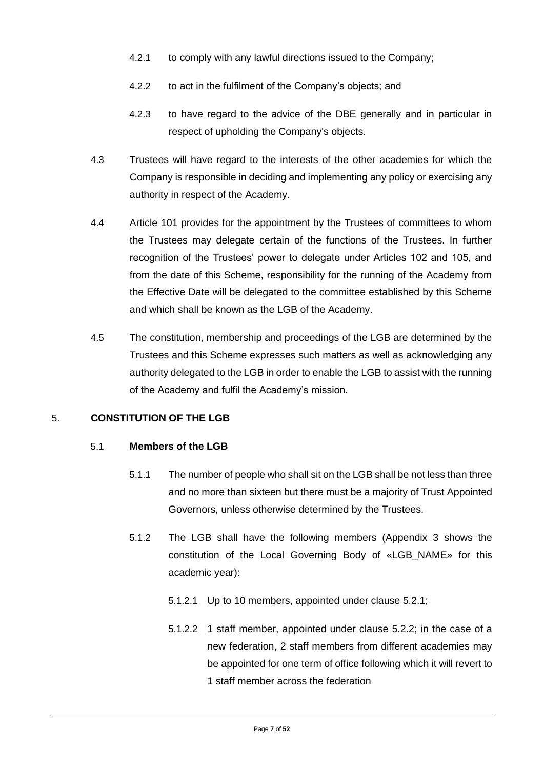4.2.1 to comply with any lawful directions issued to the Company;

4.2.2 to act in the fulfilment of the Company's objects; and

4.2.3 to have regard to the advice of the DBE generally and in particular in respect of upholding the Company's objects.

4.3 Trustees will have regard to the interests of the other academies for which the Company is responsible in deciding and implementing any policy or exercising any authority in respect of the Academy.

4.4 Article 101 provides for the appointment by the Trustees of committees to whom the Trustees may delegate certain of the functions of the Trustees. In further recognition of the Trustees' power to delegate under Articles 102 and 105, and from the date of this Scheme, responsibility for the running of the Academy from the Effective Date will be delegated to the committee established by this Scheme and which shall be known as the LGB of the Academy.

4.5 The constitution, membership and proceedings of the LGB are determined by the Trustees and this Scheme expresses such matters as well as acknowledging any authority delegated to the LGB in order to enable the LGB to assist with the running of the Academy and fulfil the Academy's mission.

## 5. CONSTITUTION OF THE LGB

### 5.1 Members of the LGB

5.1.1 The number of people who shall sit on the LGB shall be not less than three and no more than sixteen but there must be a majority of Trust Appointed Governors, unless otherwise determined by the Trustees.

5.1.2 The LGB shall have the following members (Appendix 3 shows the constitution of the Local Governing Body of «LGB_NAME» for this academic year):

5.1.2.1 Up to 10 members, appointed under clause 5.2.1;

5.1.2.2 1 staff member, appointed under clause 5.2.2; in the case of a new federation, 2 staff members from different academies may be appointed for one term of office following which it will revert to 1 staff member across the federation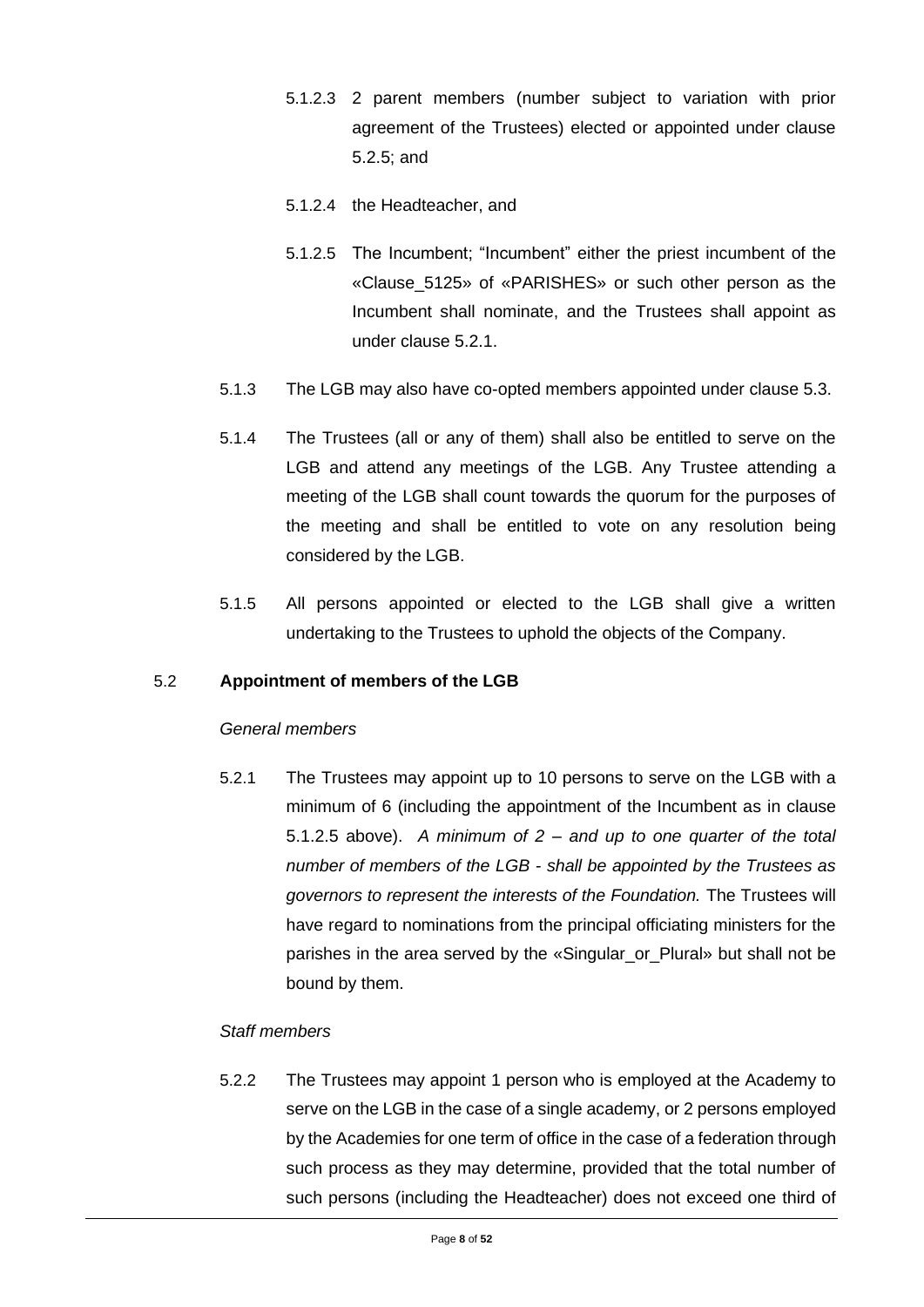5.1.2.3 2 parent members (number subject to variation with prior agreement of the Trustees) elected or appointed under clause 5.2.5; and

5.1.2.4 the Headteacher, and

5.1.2.5 The Incumbent; "Incumbent" either the priest incumbent of the «Clause_5125» of «PARISHES» or such other person as the Incumbent shall nominate, and the Trustees shall appoint as under clause 5.2.1.

5.1.3 The LGB may also have co-opted members appointed under clause 5.3.

5.1.4 The Trustees (all or any of them) shall also be entitled to serve on the LGB and attend any meetings of the LGB. Any Trustee attending a meeting of the LGB shall count towards the quorum for the purposes of the meeting and shall be entitled to vote on any resolution being considered by the LGB.

5.1.5 All persons appointed or elected to the LGB shall give a written undertaking to the Trustees to uphold the objects of the Company.

5.2 **Appointment of members of the LGB**

*General members*

5.2.1 The Trustees may appoint up to 10 persons to serve on the LGB with a minimum of 6 (including the appointment of the Incumbent as in clause 5.1.2.5 above). *A minimum of 2 – and up to one quarter of the total number of members of the LGB - shall be appointed by the Trustees as governors to represent the interests of the Foundation.* The Trustees will have regard to nominations from the principal officiating ministers for the parishes in the area served by the «Singular_or_Plural» but shall not be bound by them.

*Staff members*

5.2.2 The Trustees may appoint 1 person who is employed at the Academy to serve on the LGB in the case of a single academy, or 2 persons employed by the Academies for one term of office in the case of a federation through such process as they may determine, provided that the total number of such persons (including the Headteacher) does not exceed one third of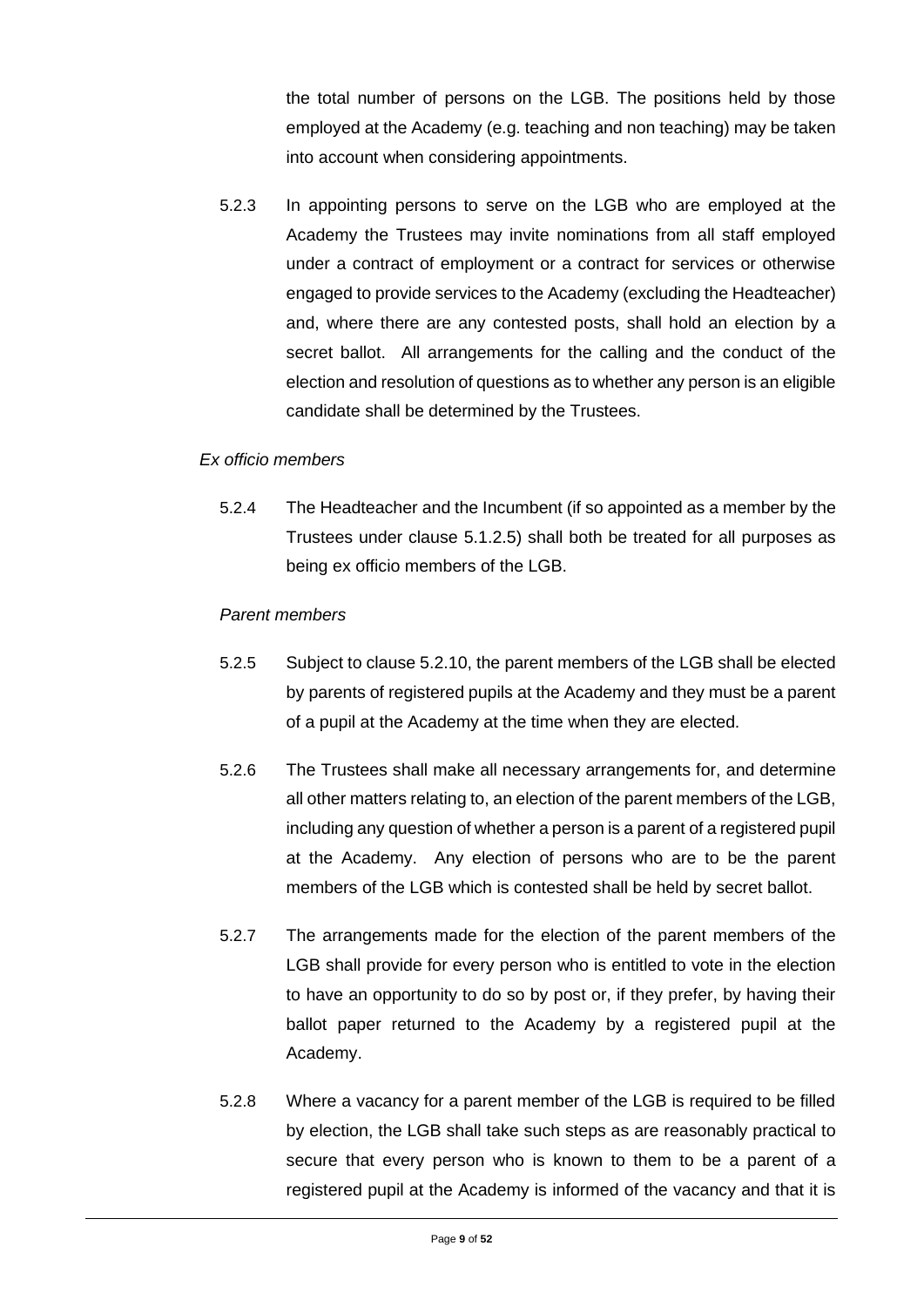the total number of persons on the LGB. The positions held by those employed at the Academy (e.g. teaching and non teaching) may be taken into account when considering appointments.

5.2.3 In appointing persons to serve on the LGB who are employed at the Academy the Trustees may invite nominations from all staff employed under a contract of employment or a contract for services or otherwise engaged to provide services to the Academy (excluding the Headteacher) and, where there are any contested posts, shall hold an election by a secret ballot. All arrangements for the calling and the conduct of the election and resolution of questions as to whether any person is an eligible candidate shall be determined by the Trustees.

*Ex officio members*

5.2.4 The Headteacher and the Incumbent (if so appointed as a member by the Trustees under clause 5.1.2.5) shall both be treated for all purposes as being ex officio members of the LGB.

*Parent members*

5.2.5 Subject to clause 5.2.10, the parent members of the LGB shall be elected by parents of registered pupils at the Academy and they must be a parent of a pupil at the Academy at the time when they are elected.

5.2.6 The Trustees shall make all necessary arrangements for, and determine all other matters relating to, an election of the parent members of the LGB, including any question of whether a person is a parent of a registered pupil at the Academy. Any election of persons who are to be the parent members of the LGB which is contested shall be held by secret ballot.

5.2.7 The arrangements made for the election of the parent members of the LGB shall provide for every person who is entitled to vote in the election to have an opportunity to do so by post or, if they prefer, by having their ballot paper returned to the Academy by a registered pupil at the Academy.

5.2.8 Where a vacancy for a parent member of the LGB is required to be filled by election, the LGB shall take such steps as are reasonably practical to secure that every person who is known to them to be a parent of a registered pupil at the Academy is informed of the vacancy and that it is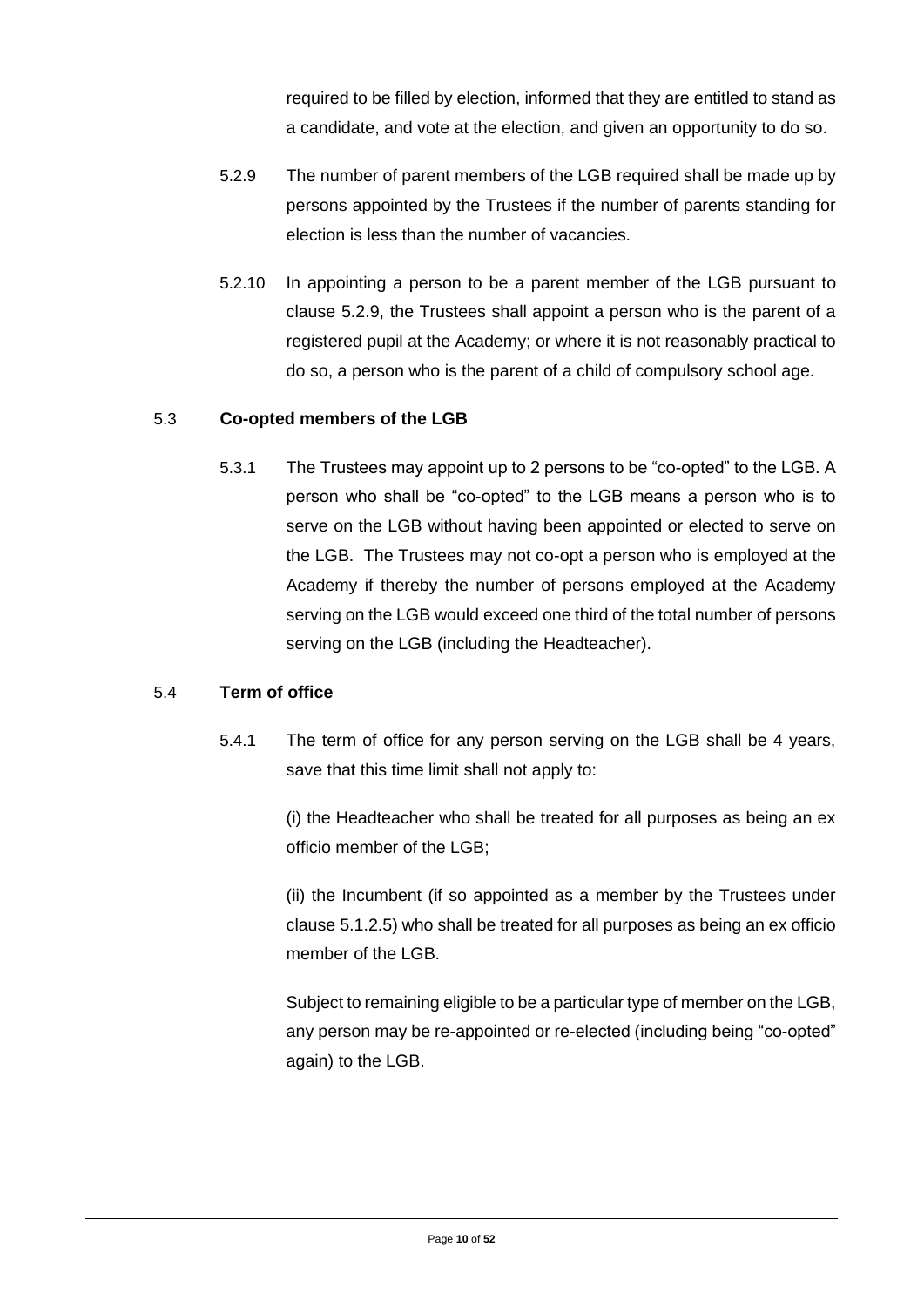required to be filled by election, informed that they are entitled to stand as a candidate, and vote at the election, and given an opportunity to do so.

5.2.9 The number of parent members of the LGB required shall be made up by persons appointed by the Trustees if the number of parents standing for election is less than the number of vacancies.

5.2.10 In appointing a person to be a parent member of the LGB pursuant to clause 5.2.9, the Trustees shall appoint a person who is the parent of a registered pupil at the Academy; or where it is not reasonably practical to do so, a person who is the parent of a child of compulsory school age.

5.3 **Co-opted members of the LGB**

5.3.1 The Trustees may appoint up to 2 persons to be "co-opted" to the LGB. A person who shall be "co-opted" to the LGB means a person who is to serve on the LGB without having been appointed or elected to serve on the LGB. The Trustees may not co-opt a person who is employed at the Academy if thereby the number of persons employed at the Academy serving on the LGB would exceed one third of the total number of persons serving on the LGB (including the Headteacher).

5.4 **Term of office**

5.4.1 The term of office for any person serving on the LGB shall be 4 years, save that this time limit shall not apply to:

(i) the Headteacher who shall be treated for all purposes as being an ex officio member of the LGB;

(ii) the Incumbent (if so appointed as a member by the Trustees under clause 5.1.2.5) who shall be treated for all purposes as being an ex officio member of the LGB.

Subject to remaining eligible to be a particular type of member on the LGB, any person may be re-appointed or re-elected (including being "co-opted" again) to the LGB.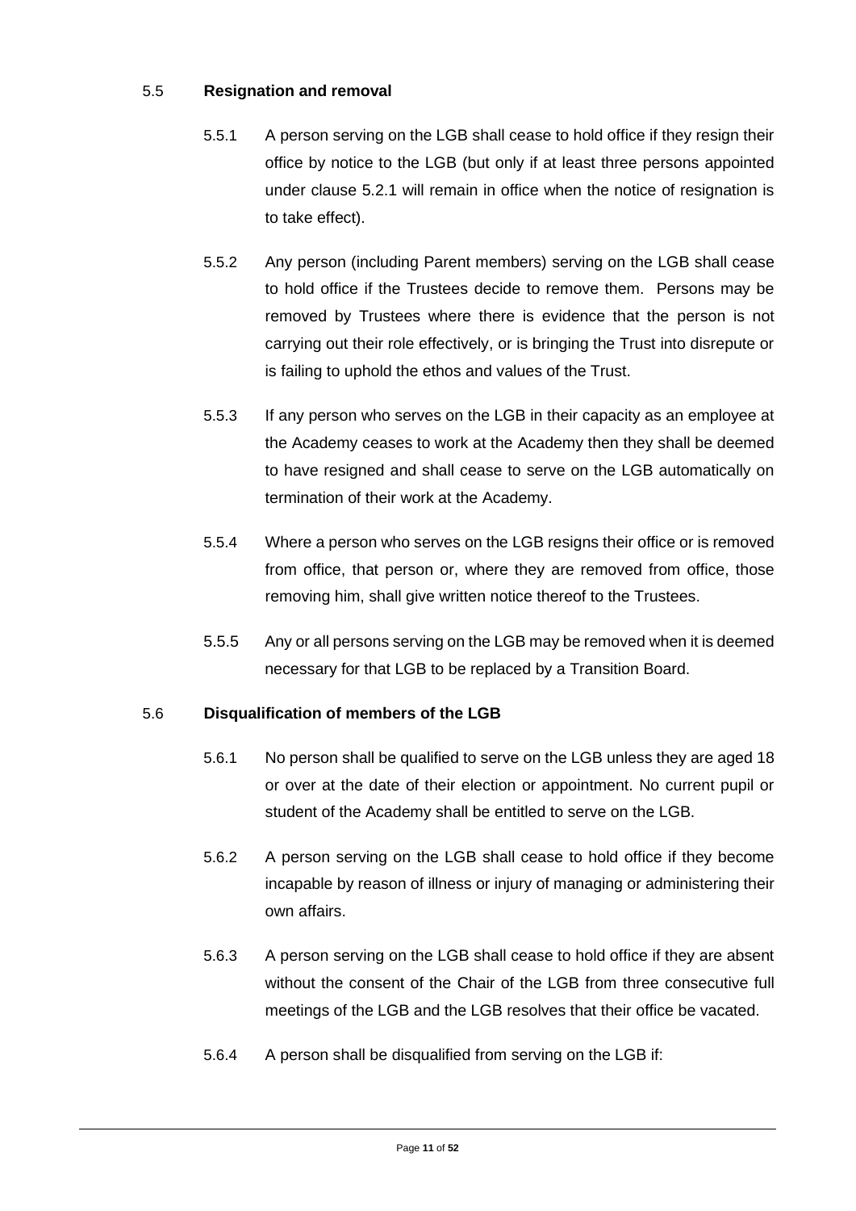## 5.5 **Resignation and removal**

5.5.1 A person serving on the LGB shall cease to hold office if they resign their office by notice to the LGB (but only if at least three persons appointed under clause 5.2.1 will remain in office when the notice of resignation is to take effect).

5.5.2 Any person (including Parent members) serving on the LGB shall cease to hold office if the Trustees decide to remove them. Persons may be removed by Trustees where there is evidence that the person is not carrying out their role effectively, or is bringing the Trust into disrepute or is failing to uphold the ethos and values of the Trust.

5.5.3 If any person who serves on the LGB in their capacity as an employee at the Academy ceases to work at the Academy then they shall be deemed to have resigned and shall cease to serve on the LGB automatically on termination of their work at the Academy.

5.5.4 Where a person who serves on the LGB resigns their office or is removed from office, that person or, where they are removed from office, those removing him, shall give written notice thereof to the Trustees.

5.5.5 Any or all persons serving on the LGB may be removed when it is deemed necessary for that LGB to be replaced by a Transition Board.

## 5.6 **Disqualification of members of the LGB**

5.6.1 No person shall be qualified to serve on the LGB unless they are aged 18 or over at the date of their election or appointment. No current pupil or student of the Academy shall be entitled to serve on the LGB.

5.6.2 A person serving on the LGB shall cease to hold office if they become incapable by reason of illness or injury of managing or administering their own affairs.

5.6.3 A person serving on the LGB shall cease to hold office if they are absent without the consent of the Chair of the LGB from three consecutive full meetings of the LGB and the LGB resolves that their office be vacated.

5.6.4 A person shall be disqualified from serving on the LGB if: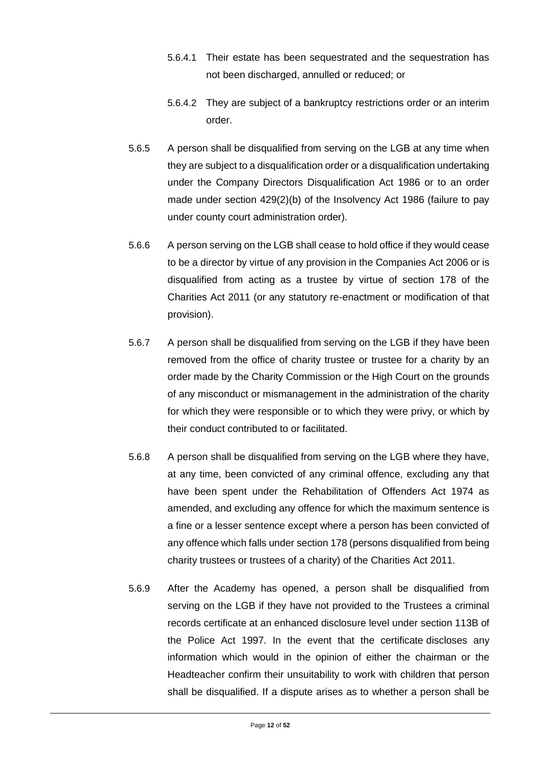5.6.4.1 Their estate has been sequestrated and the sequestration has not been discharged, annulled or reduced; or

5.6.4.2 They are subject of a bankruptcy restrictions order or an interim order.

5.6.5 A person shall be disqualified from serving on the LGB at any time when they are subject to a disqualification order or a disqualification undertaking under the Company Directors Disqualification Act 1986 or to an order made under section 429(2)(b) of the Insolvency Act 1986 (failure to pay under county court administration order).

5.6.6 A person serving on the LGB shall cease to hold office if they would cease to be a director by virtue of any provision in the Companies Act 2006 or is disqualified from acting as a trustee by virtue of section 178 of the Charities Act 2011 (or any statutory re-enactment or modification of that provision).

5.6.7 A person shall be disqualified from serving on the LGB if they have been removed from the office of charity trustee or trustee for a charity by an order made by the Charity Commission or the High Court on the grounds of any misconduct or mismanagement in the administration of the charity for which they were responsible or to which they were privy, or which by their conduct contributed to or facilitated.

5.6.8 A person shall be disqualified from serving on the LGB where they have, at any time, been convicted of any criminal offence, excluding any that have been spent under the Rehabilitation of Offenders Act 1974 as amended, and excluding any offence for which the maximum sentence is a fine or a lesser sentence except where a person has been convicted of any offence which falls under section 178 (persons disqualified from being charity trustees or trustees of a charity) of the Charities Act 2011.

5.6.9 After the Academy has opened, a person shall be disqualified from serving on the LGB if they have not provided to the Trustees a criminal records certificate at an enhanced disclosure level under section 113B of the Police Act 1997. In the event that the certificate discloses any information which would in the opinion of either the chairman or the Headteacher confirm their unsuitability to work with children that person shall be disqualified. If a dispute arises as to whether a person shall be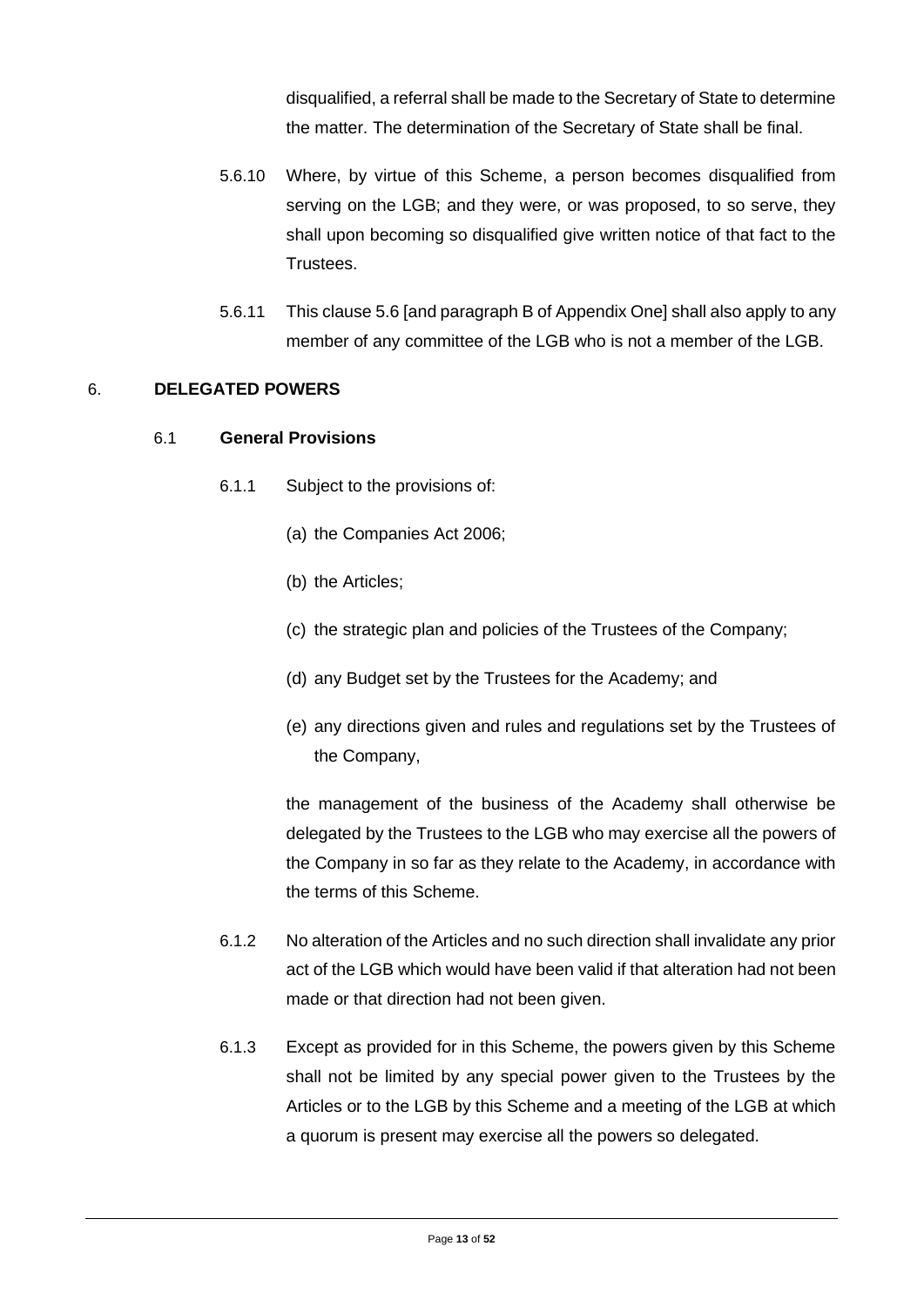disqualified, a referral shall be made to the Secretary of State to determine the matter. The determination of the Secretary of State shall be final.

5.6.10 Where, by virtue of this Scheme, a person becomes disqualified from serving on the LGB; and they were, or was proposed, to so serve, they shall upon becoming so disqualified give written notice of that fact to the Trustees.

5.6.11 This clause 5.6 [and paragraph B of Appendix One] shall also apply to any member of any committee of the LGB who is not a member of the LGB.

## 6. DELEGATED POWERS

### 6.1 General Provisions

6.1.1 Subject to the provisions of:

(a) the Companies Act 2006;

(b) the Articles;

(c) the strategic plan and policies of the Trustees of the Company;

(d) any Budget set by the Trustees for the Academy; and

(e) any directions given and rules and regulations set by the Trustees of the Company,

the management of the business of the Academy shall otherwise be delegated by the Trustees to the LGB who may exercise all the powers of the Company in so far as they relate to the Academy, in accordance with the terms of this Scheme.

6.1.2 No alteration of the Articles and no such direction shall invalidate any prior act of the LGB which would have been valid if that alteration had not been made or that direction had not been given.

6.1.3 Except as provided for in this Scheme, the powers given by this Scheme shall not be limited by any special power given to the Trustees by the Articles or to the LGB by this Scheme and a meeting of the LGB at which a quorum is present may exercise all the powers so delegated.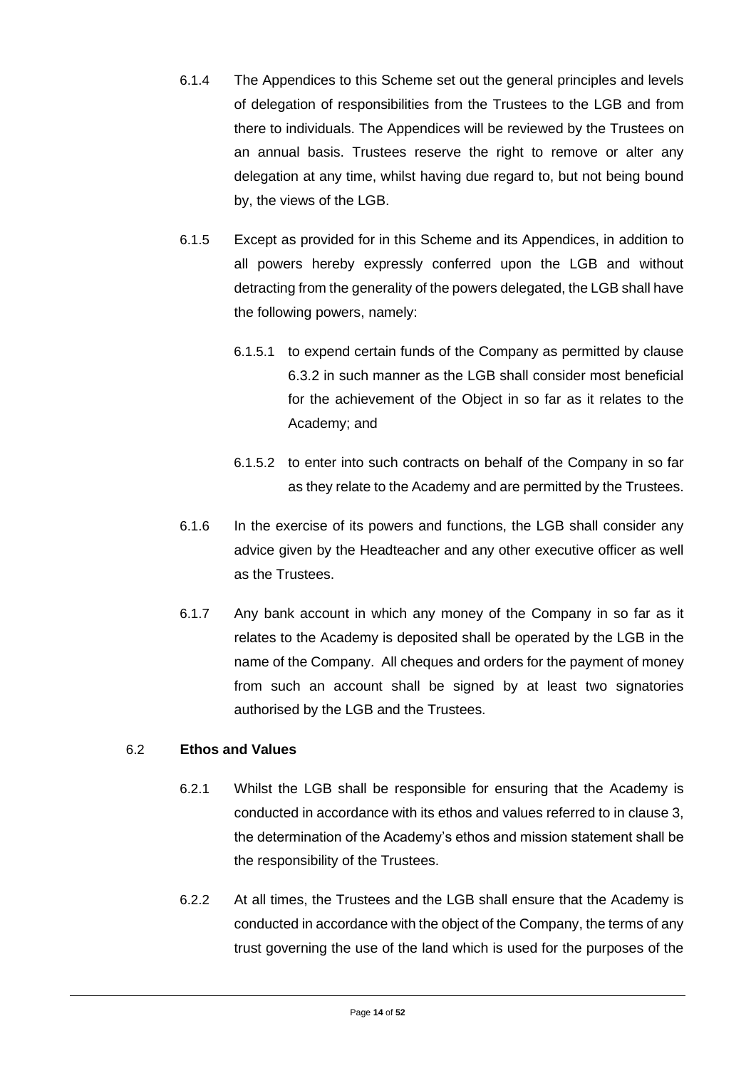6.1.4 The Appendices to this Scheme set out the general principles and levels of delegation of responsibilities from the Trustees to the LGB and from there to individuals. The Appendices will be reviewed by the Trustees on an annual basis. Trustees reserve the right to remove or alter any delegation at any time, whilst having due regard to, but not being bound by, the views of the LGB.

6.1.5 Except as provided for in this Scheme and its Appendices, in addition to all powers hereby expressly conferred upon the LGB and without detracting from the generality of the powers delegated, the LGB shall have the following powers, namely:

6.1.5.1 to expend certain funds of the Company as permitted by clause 6.3.2 in such manner as the LGB shall consider most beneficial for the achievement of the Object in so far as it relates to the Academy; and

6.1.5.2 to enter into such contracts on behalf of the Company in so far as they relate to the Academy and are permitted by the Trustees.

6.1.6 In the exercise of its powers and functions, the LGB shall consider any advice given by the Headteacher and any other executive officer as well as the Trustees.

6.1.7 Any bank account in which any money of the Company in so far as it relates to the Academy is deposited shall be operated by the LGB in the name of the Company. All cheques and orders for the payment of money from such an account shall be signed by at least two signatories authorised by the LGB and the Trustees.

6.2 **Ethos and Values**

6.2.1 Whilst the LGB shall be responsible for ensuring that the Academy is conducted in accordance with its ethos and values referred to in clause 3, the determination of the Academy's ethos and mission statement shall be the responsibility of the Trustees.

6.2.2 At all times, the Trustees and the LGB shall ensure that the Academy is conducted in accordance with the object of the Company, the terms of any trust governing the use of the land which is used for the purposes of the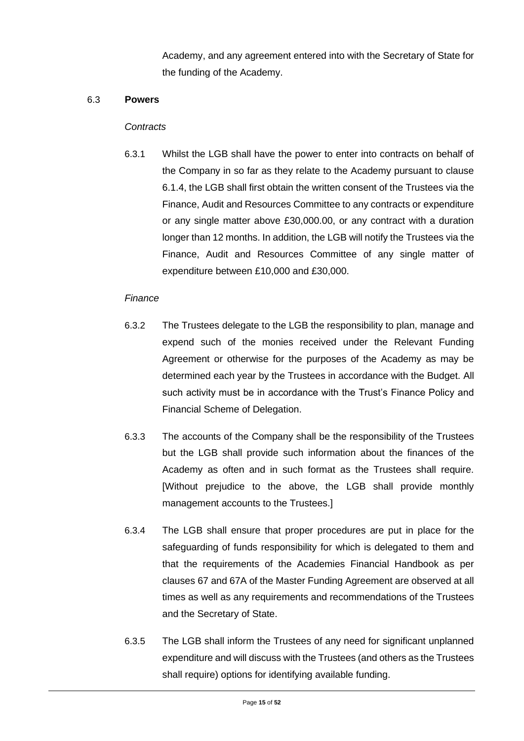Academy, and any agreement entered into with the Secretary of State for the funding of the Academy.

### 6.3 **Powers**

*Contracts*

6.3.1 Whilst the LGB shall have the power to enter into contracts on behalf of the Company in so far as they relate to the Academy pursuant to clause 6.1.4, the LGB shall first obtain the written consent of the Trustees via the Finance, Audit and Resources Committee to any contracts or expenditure or any single matter above £30,000.00, or any contract with a duration longer than 12 months. In addition, the LGB will notify the Trustees via the Finance, Audit and Resources Committee of any single matter of expenditure between £10,000 and £30,000.

*Finance*

6.3.2 The Trustees delegate to the LGB the responsibility to plan, manage and expend such of the monies received under the Relevant Funding Agreement or otherwise for the purposes of the Academy as may be determined each year by the Trustees in accordance with the Budget. All such activity must be in accordance with the Trust's Finance Policy and Financial Scheme of Delegation.

6.3.3 The accounts of the Company shall be the responsibility of the Trustees but the LGB shall provide such information about the finances of the Academy as often and in such format as the Trustees shall require. [Without prejudice to the above, the LGB shall provide monthly management accounts to the Trustees.]

6.3.4 The LGB shall ensure that proper procedures are put in place for the safeguarding of funds responsibility for which is delegated to them and that the requirements of the Academies Financial Handbook as per clauses 67 and 67A of the Master Funding Agreement are observed at all times as well as any requirements and recommendations of the Trustees and the Secretary of State.

6.3.5 The LGB shall inform the Trustees of any need for significant unplanned expenditure and will discuss with the Trustees (and others as the Trustees shall require) options for identifying available funding.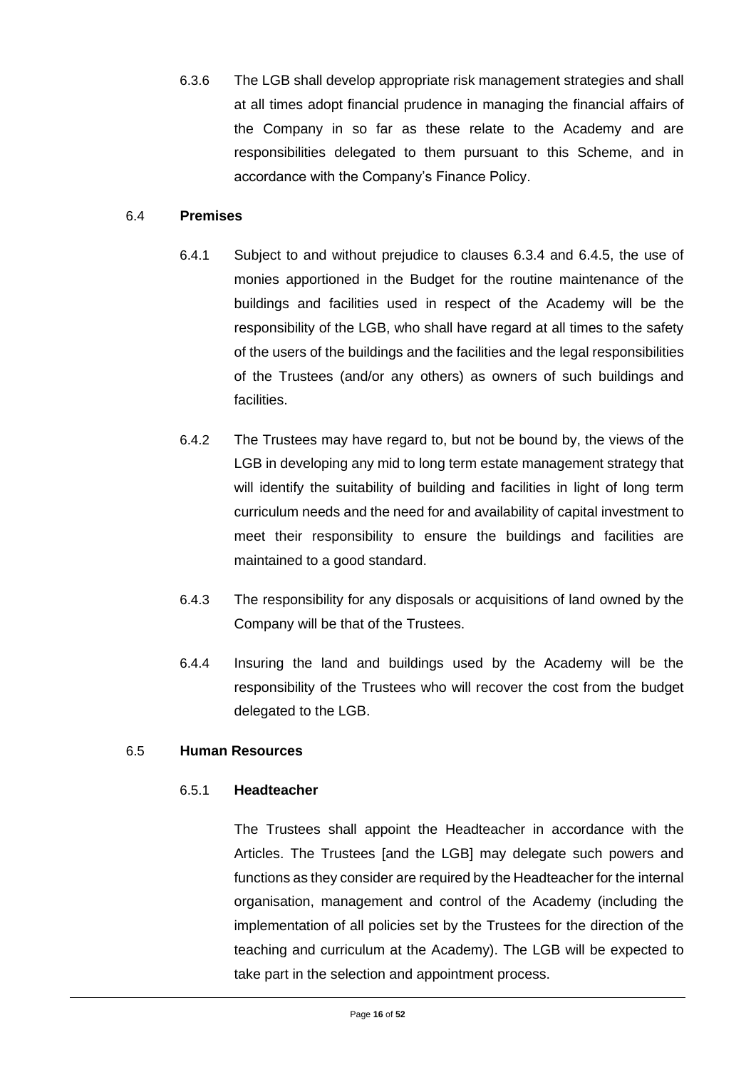6.3.6 The LGB shall develop appropriate risk management strategies and shall at all times adopt financial prudence in managing the financial affairs of the Company in so far as these relate to the Academy and are responsibilities delegated to them pursuant to this Scheme, and in accordance with the Company's Finance Policy.

6.4 **Premises**

6.4.1 Subject to and without prejudice to clauses 6.3.4 and 6.4.5, the use of monies apportioned in the Budget for the routine maintenance of the buildings and facilities used in respect of the Academy will be the responsibility of the LGB, who shall have regard at all times to the safety of the users of the buildings and the facilities and the legal responsibilities of the Trustees (and/or any others) as owners of such buildings and facilities.

6.4.2 The Trustees may have regard to, but not be bound by, the views of the LGB in developing any mid to long term estate management strategy that will identify the suitability of building and facilities in light of long term curriculum needs and the need for and availability of capital investment to meet their responsibility to ensure the buildings and facilities are maintained to a good standard.

6.4.3 The responsibility for any disposals or acquisitions of land owned by the Company will be that of the Trustees.

6.4.4 Insuring the land and buildings used by the Academy will be the responsibility of the Trustees who will recover the cost from the budget delegated to the LGB.

6.5 **Human Resources**

6.5.1 **Headteacher**

The Trustees shall appoint the Headteacher in accordance with the Articles. The Trustees [and the LGB] may delegate such powers and functions as they consider are required by the Headteacher for the internal organisation, management and control of the Academy (including the implementation of all policies set by the Trustees for the direction of the teaching and curriculum at the Academy). The LGB will be expected to take part in the selection and appointment process.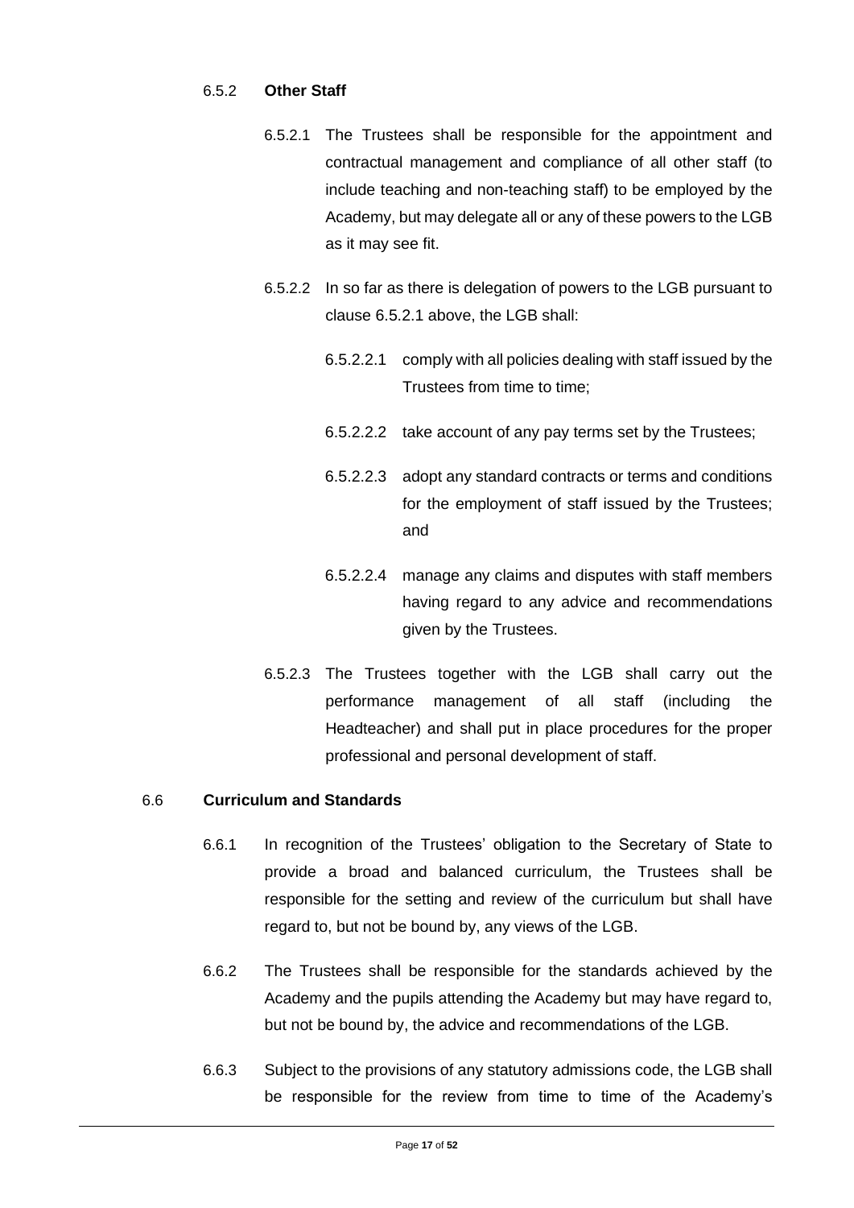6.5.2 **Other Staff**

6.5.2.1 The Trustees shall be responsible for the appointment and contractual management and compliance of all other staff (to include teaching and non-teaching staff) to be employed by the Academy, but may delegate all or any of these powers to the LGB as it may see fit.

6.5.2.2 In so far as there is delegation of powers to the LGB pursuant to clause 6.5.2.1 above, the LGB shall:

6.5.2.2.1 comply with all policies dealing with staff issued by the Trustees from time to time;

6.5.2.2.2 take account of any pay terms set by the Trustees;

6.5.2.2.3 adopt any standard contracts or terms and conditions for the employment of staff issued by the Trustees; and

6.5.2.2.4 manage any claims and disputes with staff members having regard to any advice and recommendations given by the Trustees.

6.5.2.3 The Trustees together with the LGB shall carry out the performance management of all staff (including the Headteacher) and shall put in place procedures for the proper professional and personal development of staff.

6.6 **Curriculum and Standards**

6.6.1 In recognition of the Trustees' obligation to the Secretary of State to provide a broad and balanced curriculum, the Trustees shall be responsible for the setting and review of the curriculum but shall have regard to, but not be bound by, any views of the LGB.

6.6.2 The Trustees shall be responsible for the standards achieved by the Academy and the pupils attending the Academy but may have regard to, but not be bound by, the advice and recommendations of the LGB.

6.6.3 Subject to the provisions of any statutory admissions code, the LGB shall be responsible for the review from time to time of the Academy's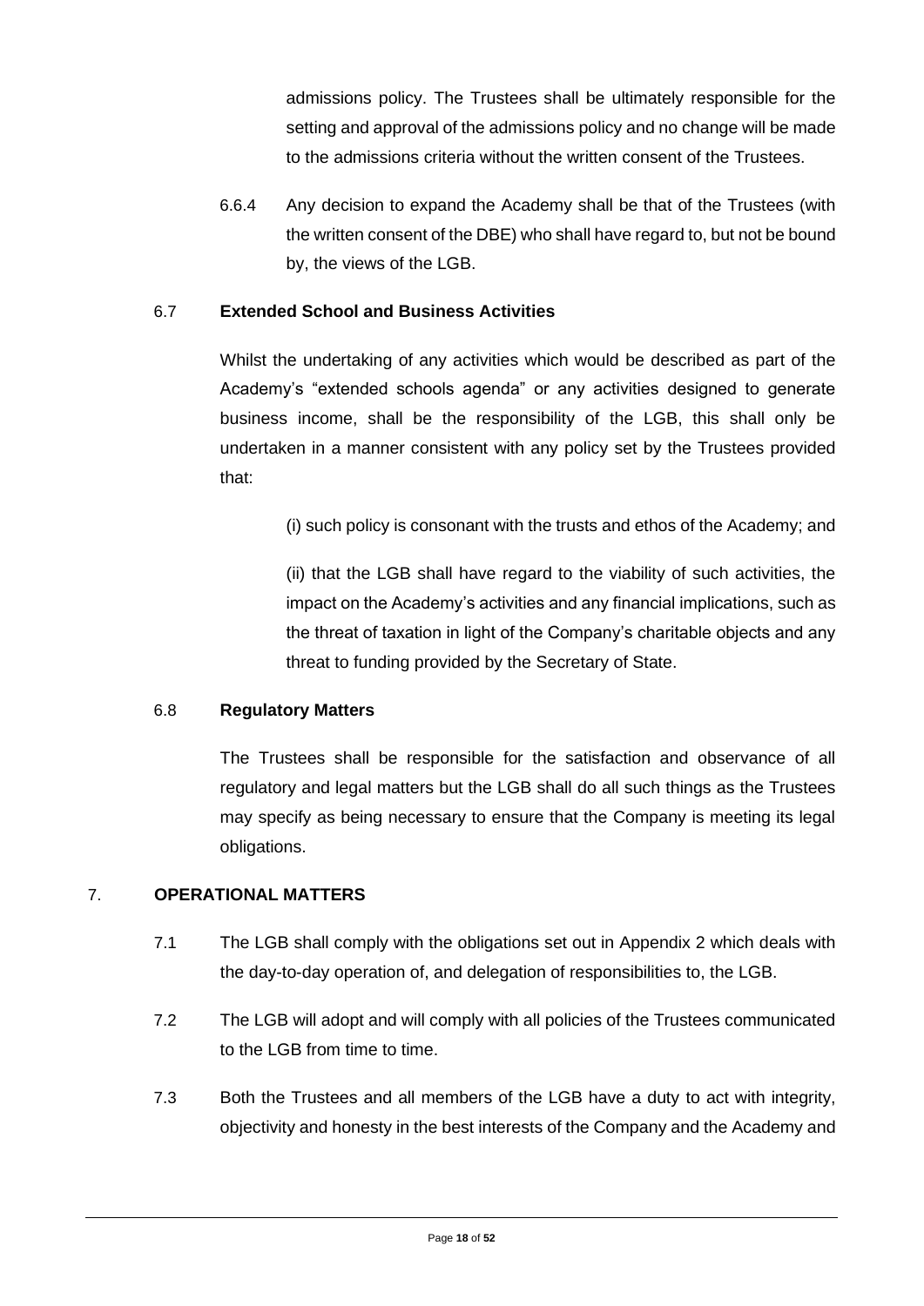admissions policy. The Trustees shall be ultimately responsible for the setting and approval of the admissions policy and no change will be made to the admissions criteria without the written consent of the Trustees.

6.6.4 Any decision to expand the Academy shall be that of the Trustees (with the written consent of the DBE) who shall have regard to, but not be bound by, the views of the LGB.

6.7 **Extended School and Business Activities**

Whilst the undertaking of any activities which would be described as part of the Academy's "extended schools agenda" or any activities designed to generate business income, shall be the responsibility of the LGB, this shall only be undertaken in a manner consistent with any policy set by the Trustees provided that:

(i) such policy is consonant with the trusts and ethos of the Academy; and

(ii) that the LGB shall have regard to the viability of such activities, the impact on the Academy's activities and any financial implications, such as the threat of taxation in light of the Company's charitable objects and any threat to funding provided by the Secretary of State.

6.8 **Regulatory Matters**

The Trustees shall be responsible for the satisfaction and observance of all regulatory and legal matters but the LGB shall do all such things as the Trustees may specify as being necessary to ensure that the Company is meeting its legal obligations.

## 7. OPERATIONAL MATTERS

7.1 The LGB shall comply with the obligations set out in Appendix 2 which deals with the day-to-day operation of, and delegation of responsibilities to, the LGB.

7.2 The LGB will adopt and will comply with all policies of the Trustees communicated to the LGB from time to time.

7.3 Both the Trustees and all members of the LGB have a duty to act with integrity, objectivity and honesty in the best interests of the Company and the Academy and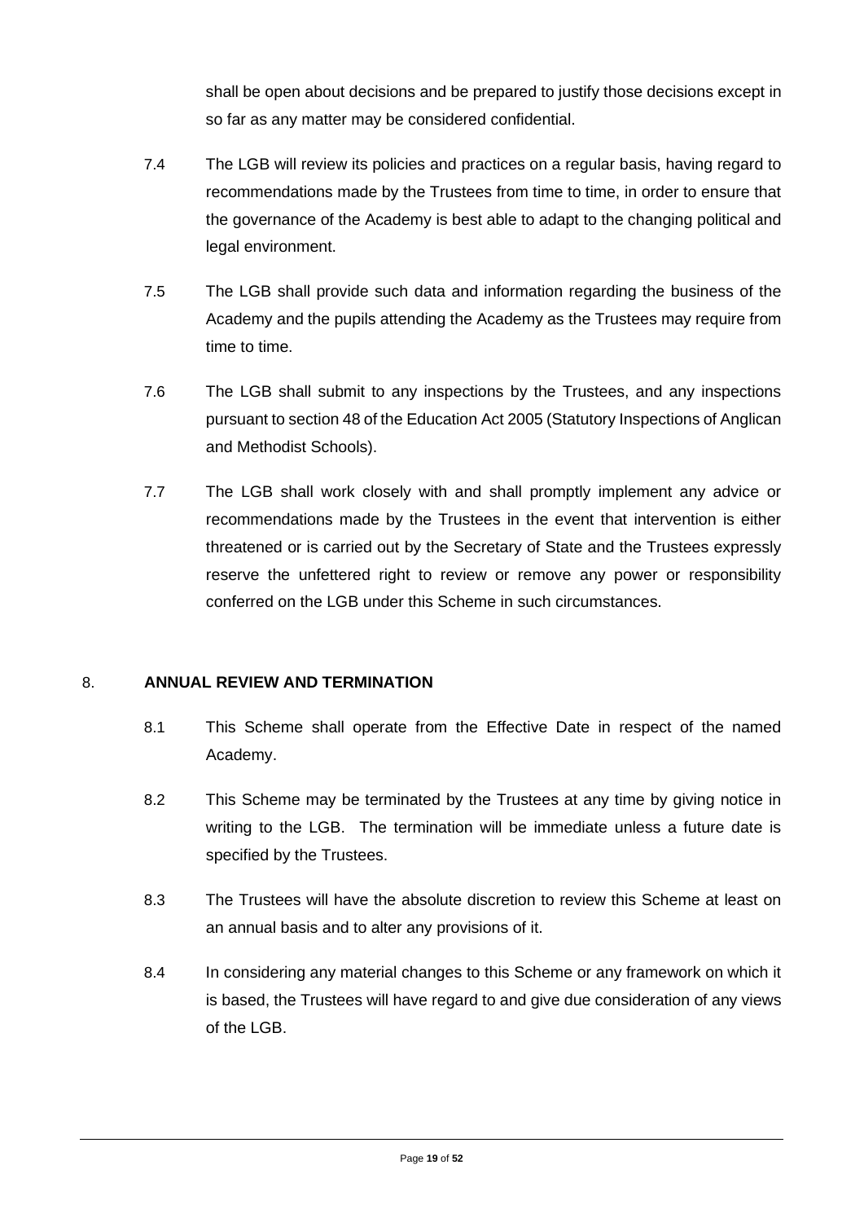shall be open about decisions and be prepared to justify those decisions except in so far as any matter may be considered confidential.

7.4 The LGB will review its policies and practices on a regular basis, having regard to recommendations made by the Trustees from time to time, in order to ensure that the governance of the Academy is best able to adapt to the changing political and legal environment.

7.5 The LGB shall provide such data and information regarding the business of the Academy and the pupils attending the Academy as the Trustees may require from time to time.

7.6 The LGB shall submit to any inspections by the Trustees, and any inspections pursuant to section 48 of the Education Act 2005 (Statutory Inspections of Anglican and Methodist Schools).

7.7 The LGB shall work closely with and shall promptly implement any advice or recommendations made by the Trustees in the event that intervention is either threatened or is carried out by the Secretary of State and the Trustees expressly reserve the unfettered right to review or remove any power or responsibility conferred on the LGB under this Scheme in such circumstances.

## 8. ANNUAL REVIEW AND TERMINATION

8.1 This Scheme shall operate from the Effective Date in respect of the named Academy.

8.2 This Scheme may be terminated by the Trustees at any time by giving notice in writing to the LGB. The termination will be immediate unless a future date is specified by the Trustees.

8.3 The Trustees will have the absolute discretion to review this Scheme at least on an annual basis and to alter any provisions of it.

8.4 In considering any material changes to this Scheme or any framework on which it is based, the Trustees will have regard to and give due consideration of any views of the LGB.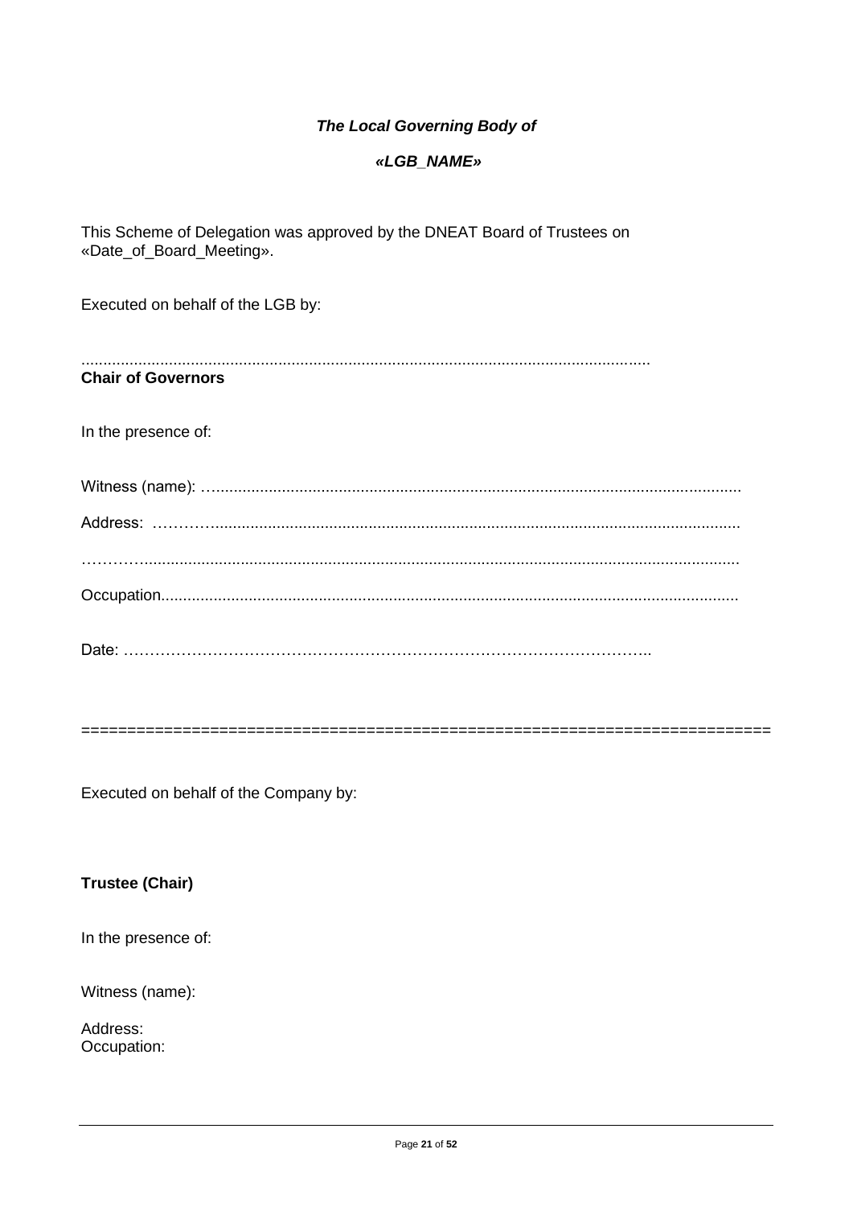***The Local Governing Body of***

***«LGB_NAME»***

This Scheme of Delegation was approved by the DNEAT Board of Trustees on «Date_of_Board_Meeting».

Executed on behalf of the LGB by:

................................................................................................................................

**Chair of Governors**

In the presence of:

Witness (name): …......................................................................................................................

Address: ………........................................................................................................................

………..........................................................................................................................................

Occupation.................................................................................................................................

Date: ………………………………………………………………………………………..

==========================================================================

Executed on behalf of the Company by:

**Trustee (Chair)**

In the presence of:

Witness (name):

Address:
Occupation: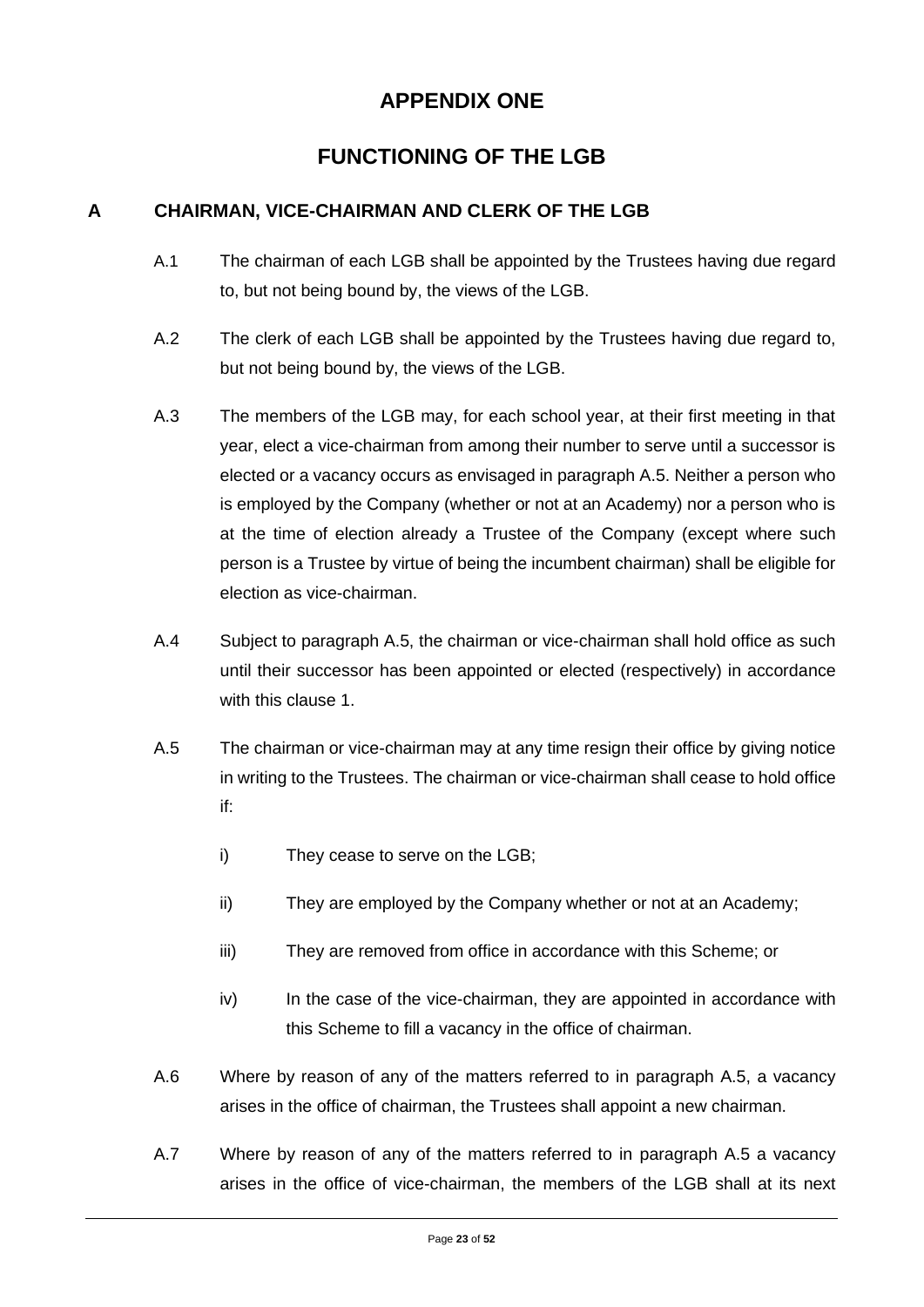# APPENDIX ONE

# FUNCTIONING OF THE LGB

## A CHAIRMAN, VICE-CHAIRMAN AND CLERK OF THE LGB

A.1 The chairman of each LGB shall be appointed by the Trustees having due regard to, but not being bound by, the views of the LGB.

A.2 The clerk of each LGB shall be appointed by the Trustees having due regard to, but not being bound by, the views of the LGB.

A.3 The members of the LGB may, for each school year, at their first meeting in that year, elect a vice-chairman from among their number to serve until a successor is elected or a vacancy occurs as envisaged in paragraph A.5. Neither a person who is employed by the Company (whether or not at an Academy) nor a person who is at the time of election already a Trustee of the Company (except where such person is a Trustee by virtue of being the incumbent chairman) shall be eligible for election as vice-chairman.

A.4 Subject to paragraph A.5, the chairman or vice-chairman shall hold office as such until their successor has been appointed or elected (respectively) in accordance with this clause 1.

A.5 The chairman or vice-chairman may at any time resign their office by giving notice in writing to the Trustees. The chairman or vice-chairman shall cease to hold office if:

- i) They cease to serve on the LGB;
- ii) They are employed by the Company whether or not at an Academy;
- iii) They are removed from office in accordance with this Scheme; or
- iv) In the case of the vice-chairman, they are appointed in accordance with this Scheme to fill a vacancy in the office of chairman.

A.6 Where by reason of any of the matters referred to in paragraph A.5, a vacancy arises in the office of chairman, the Trustees shall appoint a new chairman.

A.7 Where by reason of any of the matters referred to in paragraph A.5 a vacancy arises in the office of vice-chairman, the members of the LGB shall at its next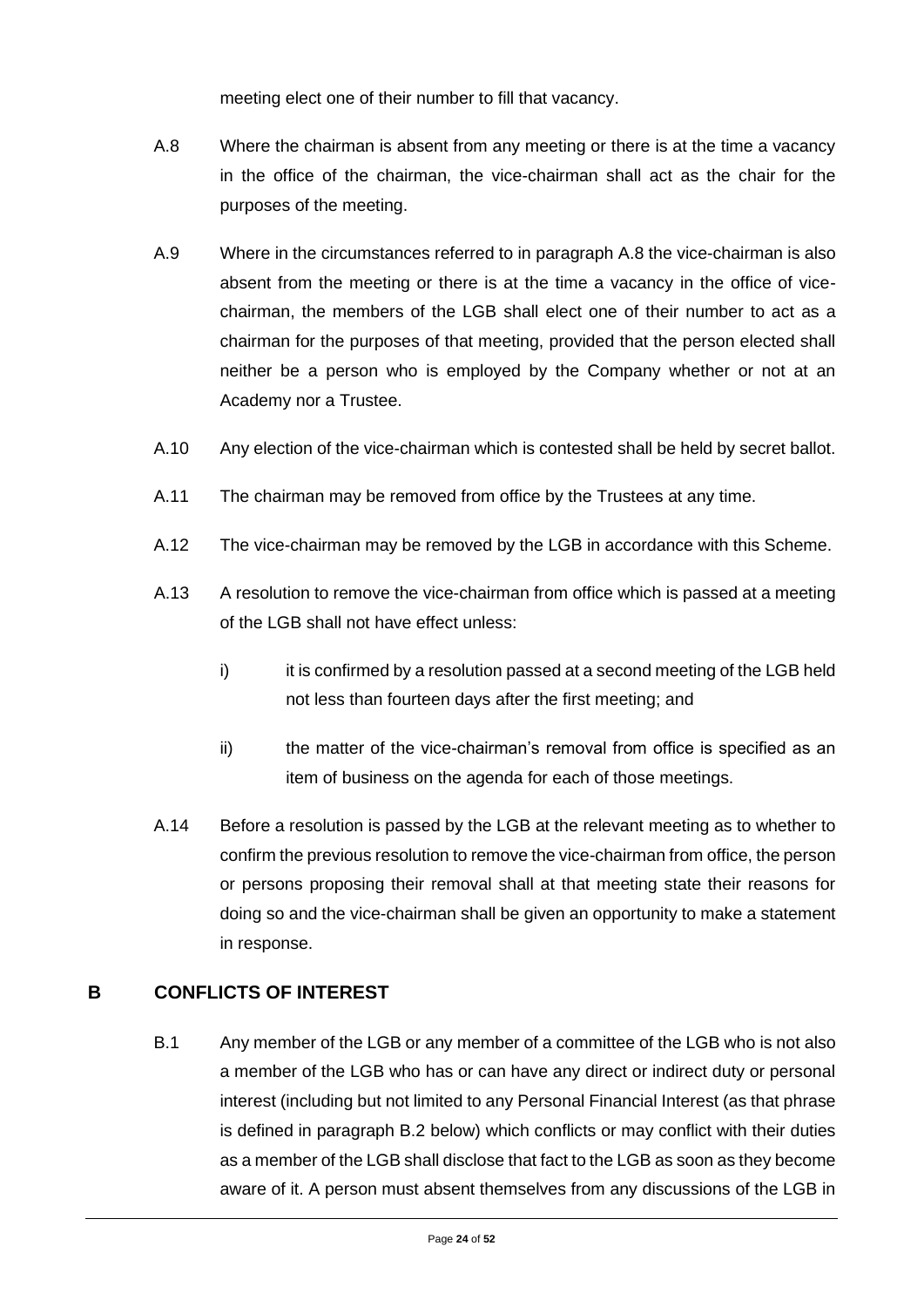meeting elect one of their number to fill that vacancy.

A.8 Where the chairman is absent from any meeting or there is at the time a vacancy in the office of the chairman, the vice-chairman shall act as the chair for the purposes of the meeting.

A.9 Where in the circumstances referred to in paragraph A.8 the vice-chairman is also absent from the meeting or there is at the time a vacancy in the office of vice-chairman, the members of the LGB shall elect one of their number to act as a chairman for the purposes of that meeting, provided that the person elected shall neither be a person who is employed by the Company whether or not at an Academy nor a Trustee.

A.10 Any election of the vice-chairman which is contested shall be held by secret ballot.

A.11 The chairman may be removed from office by the Trustees at any time.

A.12 The vice-chairman may be removed by the LGB in accordance with this Scheme.

A.13 A resolution to remove the vice-chairman from office which is passed at a meeting of the LGB shall not have effect unless:

i) it is confirmed by a resolution passed at a second meeting of the LGB held not less than fourteen days after the first meeting; and

ii) the matter of the vice-chairman's removal from office is specified as an item of business on the agenda for each of those meetings.

A.14 Before a resolution is passed by the LGB at the relevant meeting as to whether to confirm the previous resolution to remove the vice-chairman from office, the person or persons proposing their removal shall at that meeting state their reasons for doing so and the vice-chairman shall be given an opportunity to make a statement in response.

## B CONFLICTS OF INTEREST

B.1 Any member of the LGB or any member of a committee of the LGB who is not also a member of the LGB who has or can have any direct or indirect duty or personal interest (including but not limited to any Personal Financial Interest (as that phrase is defined in paragraph B.2 below) which conflicts or may conflict with their duties as a member of the LGB shall disclose that fact to the LGB as soon as they become aware of it. A person must absent themselves from any discussions of the LGB in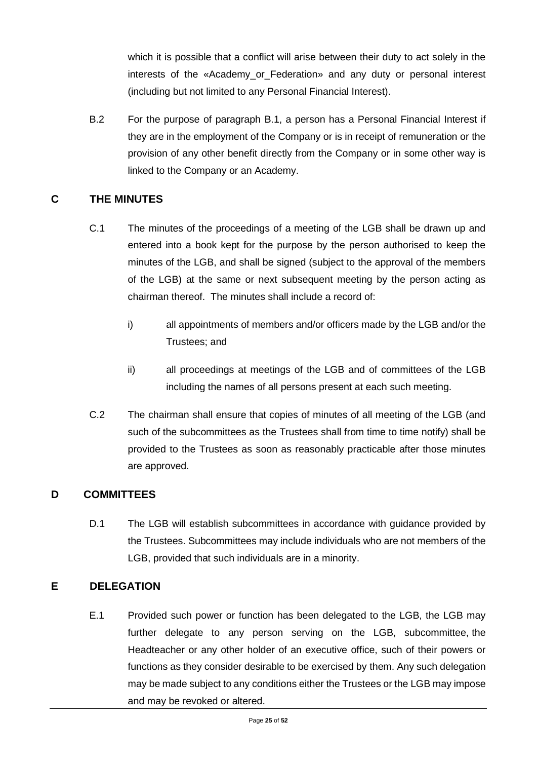which it is possible that a conflict will arise between their duty to act solely in the interests of the «Academy_or_Federation» and any duty or personal interest (including but not limited to any Personal Financial Interest).

B.2 For the purpose of paragraph B.1, a person has a Personal Financial Interest if they are in the employment of the Company or is in receipt of remuneration or the provision of any other benefit directly from the Company or in some other way is linked to the Company or an Academy.

## C THE MINUTES

C.1 The minutes of the proceedings of a meeting of the LGB shall be drawn up and entered into a book kept for the purpose by the person authorised to keep the minutes of the LGB, and shall be signed (subject to the approval of the members of the LGB) at the same or next subsequent meeting by the person acting as chairman thereof. The minutes shall include a record of:

i) all appointments of members and/or officers made by the LGB and/or the Trustees; and

ii) all proceedings at meetings of the LGB and of committees of the LGB including the names of all persons present at each such meeting.

C.2 The chairman shall ensure that copies of minutes of all meeting of the LGB (and such of the subcommittees as the Trustees shall from time to time notify) shall be provided to the Trustees as soon as reasonably practicable after those minutes are approved.

## D COMMITTEES

D.1 The LGB will establish subcommittees in accordance with guidance provided by the Trustees. Subcommittees may include individuals who are not members of the LGB, provided that such individuals are in a minority.

## E DELEGATION

E.1 Provided such power or function has been delegated to the LGB, the LGB may further delegate to any person serving on the LGB, subcommittee, the Headteacher or any other holder of an executive office, such of their powers or functions as they consider desirable to be exercised by them. Any such delegation may be made subject to any conditions either the Trustees or the LGB may impose and may be revoked or altered.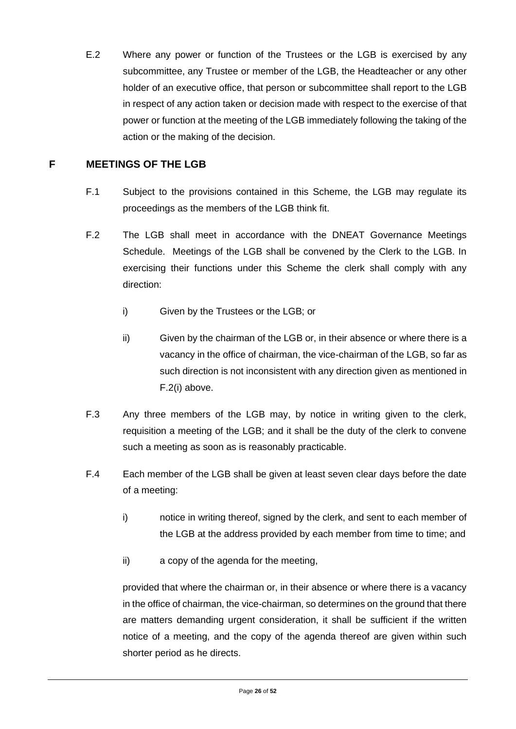E.2 Where any power or function of the Trustees or the LGB is exercised by any subcommittee, any Trustee or member of the LGB, the Headteacher or any other holder of an executive office, that person or subcommittee shall report to the LGB in respect of any action taken or decision made with respect to the exercise of that power or function at the meeting of the LGB immediately following the taking of the action or the making of the decision.

## F MEETINGS OF THE LGB

F.1 Subject to the provisions contained in this Scheme, the LGB may regulate its proceedings as the members of the LGB think fit.

F.2 The LGB shall meet in accordance with the DNEAT Governance Meetings Schedule. Meetings of the LGB shall be convened by the Clerk to the LGB. In exercising their functions under this Scheme the clerk shall comply with any direction:

i) Given by the Trustees or the LGB; or

ii) Given by the chairman of the LGB or, in their absence or where there is a vacancy in the office of chairman, the vice-chairman of the LGB, so far as such direction is not inconsistent with any direction given as mentioned in F.2(i) above.

F.3 Any three members of the LGB may, by notice in writing given to the clerk, requisition a meeting of the LGB; and it shall be the duty of the clerk to convene such a meeting as soon as is reasonably practicable.

F.4 Each member of the LGB shall be given at least seven clear days before the date of a meeting:

i) notice in writing thereof, signed by the clerk, and sent to each member of the LGB at the address provided by each member from time to time; and

ii) a copy of the agenda for the meeting,

provided that where the chairman or, in their absence or where there is a vacancy in the office of chairman, the vice-chairman, so determines on the ground that there are matters demanding urgent consideration, it shall be sufficient if the written notice of a meeting, and the copy of the agenda thereof are given within such shorter period as he directs.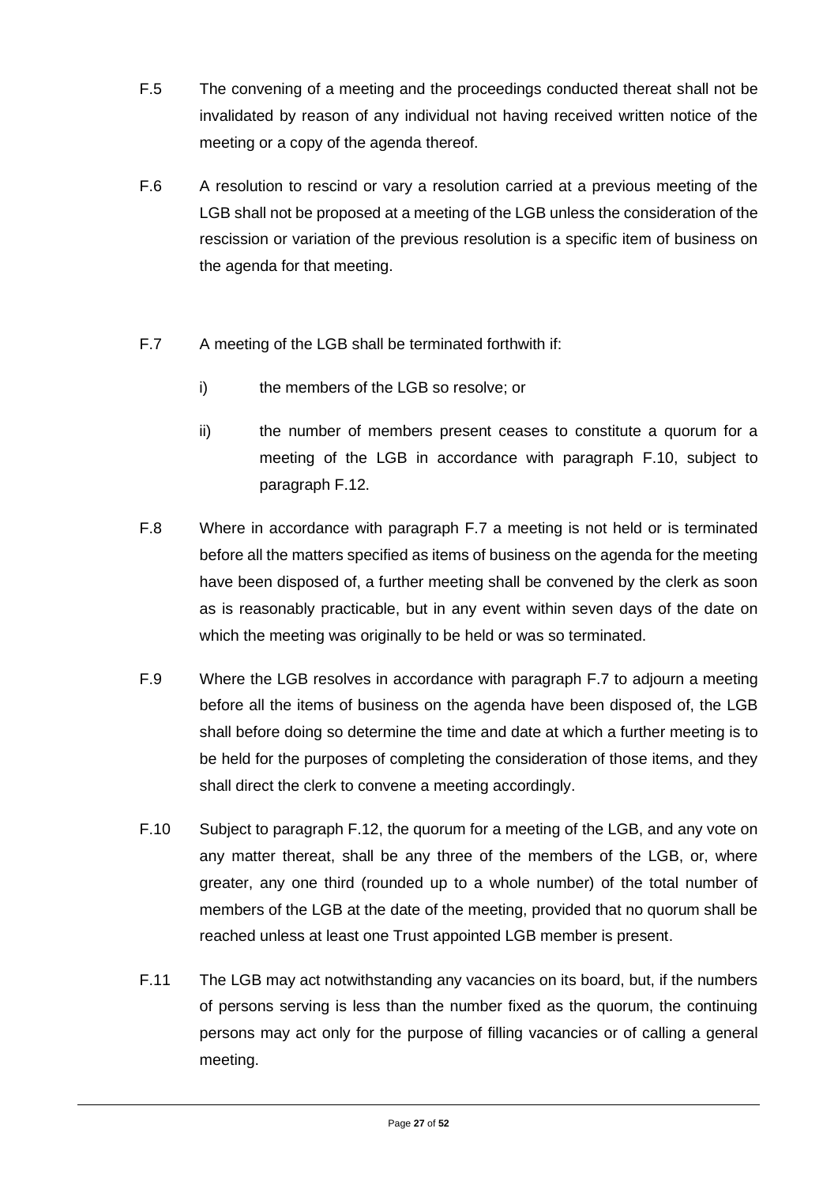F.5 The convening of a meeting and the proceedings conducted thereat shall not be invalidated by reason of any individual not having received written notice of the meeting or a copy of the agenda thereof.

F.6 A resolution to rescind or vary a resolution carried at a previous meeting of the LGB shall not be proposed at a meeting of the LGB unless the consideration of the rescission or variation of the previous resolution is a specific item of business on the agenda for that meeting.

F.7 A meeting of the LGB shall be terminated forthwith if:

- i) the members of the LGB so resolve; or
- ii) the number of members present ceases to constitute a quorum for a meeting of the LGB in accordance with paragraph F.10, subject to paragraph F.12.

F.8 Where in accordance with paragraph F.7 a meeting is not held or is terminated before all the matters specified as items of business on the agenda for the meeting have been disposed of, a further meeting shall be convened by the clerk as soon as is reasonably practicable, but in any event within seven days of the date on which the meeting was originally to be held or was so terminated.

F.9 Where the LGB resolves in accordance with paragraph F.7 to adjourn a meeting before all the items of business on the agenda have been disposed of, the LGB shall before doing so determine the time and date at which a further meeting is to be held for the purposes of completing the consideration of those items, and they shall direct the clerk to convene a meeting accordingly.

F.10 Subject to paragraph F.12, the quorum for a meeting of the LGB, and any vote on any matter thereat, shall be any three of the members of the LGB, or, where greater, any one third (rounded up to a whole number) of the total number of members of the LGB at the date of the meeting, provided that no quorum shall be reached unless at least one Trust appointed LGB member is present.

F.11 The LGB may act notwithstanding any vacancies on its board, but, if the numbers of persons serving is less than the number fixed as the quorum, the continuing persons may act only for the purpose of filling vacancies or of calling a general meeting.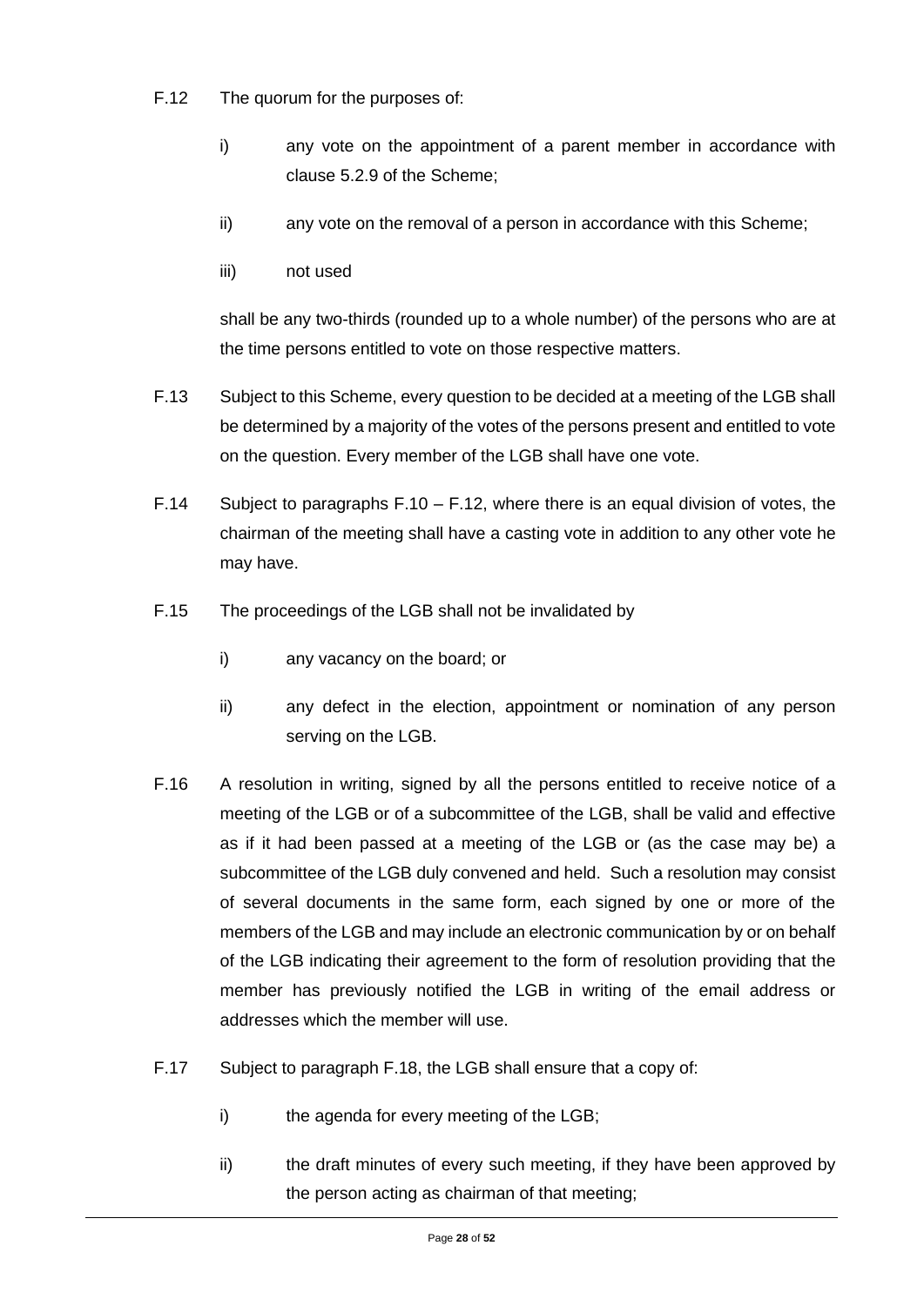F.12 The quorum for the purposes of:

i) any vote on the appointment of a parent member in accordance with clause 5.2.9 of the Scheme;

ii) any vote on the removal of a person in accordance with this Scheme;

iii) not used

shall be any two-thirds (rounded up to a whole number) of the persons who are at the time persons entitled to vote on those respective matters.

F.13 Subject to this Scheme, every question to be decided at a meeting of the LGB shall be determined by a majority of the votes of the persons present and entitled to vote on the question. Every member of the LGB shall have one vote.

F.14 Subject to paragraphs F.10 – F.12, where there is an equal division of votes, the chairman of the meeting shall have a casting vote in addition to any other vote he may have.

F.15 The proceedings of the LGB shall not be invalidated by

i) any vacancy on the board; or

ii) any defect in the election, appointment or nomination of any person serving on the LGB.

F.16 A resolution in writing, signed by all the persons entitled to receive notice of a meeting of the LGB or of a subcommittee of the LGB, shall be valid and effective as if it had been passed at a meeting of the LGB or (as the case may be) a subcommittee of the LGB duly convened and held. Such a resolution may consist of several documents in the same form, each signed by one or more of the members of the LGB and may include an electronic communication by or on behalf of the LGB indicating their agreement to the form of resolution providing that the member has previously notified the LGB in writing of the email address or addresses which the member will use.

F.17 Subject to paragraph F.18, the LGB shall ensure that a copy of:

i) the agenda for every meeting of the LGB;

ii) the draft minutes of every such meeting, if they have been approved by the person acting as chairman of that meeting;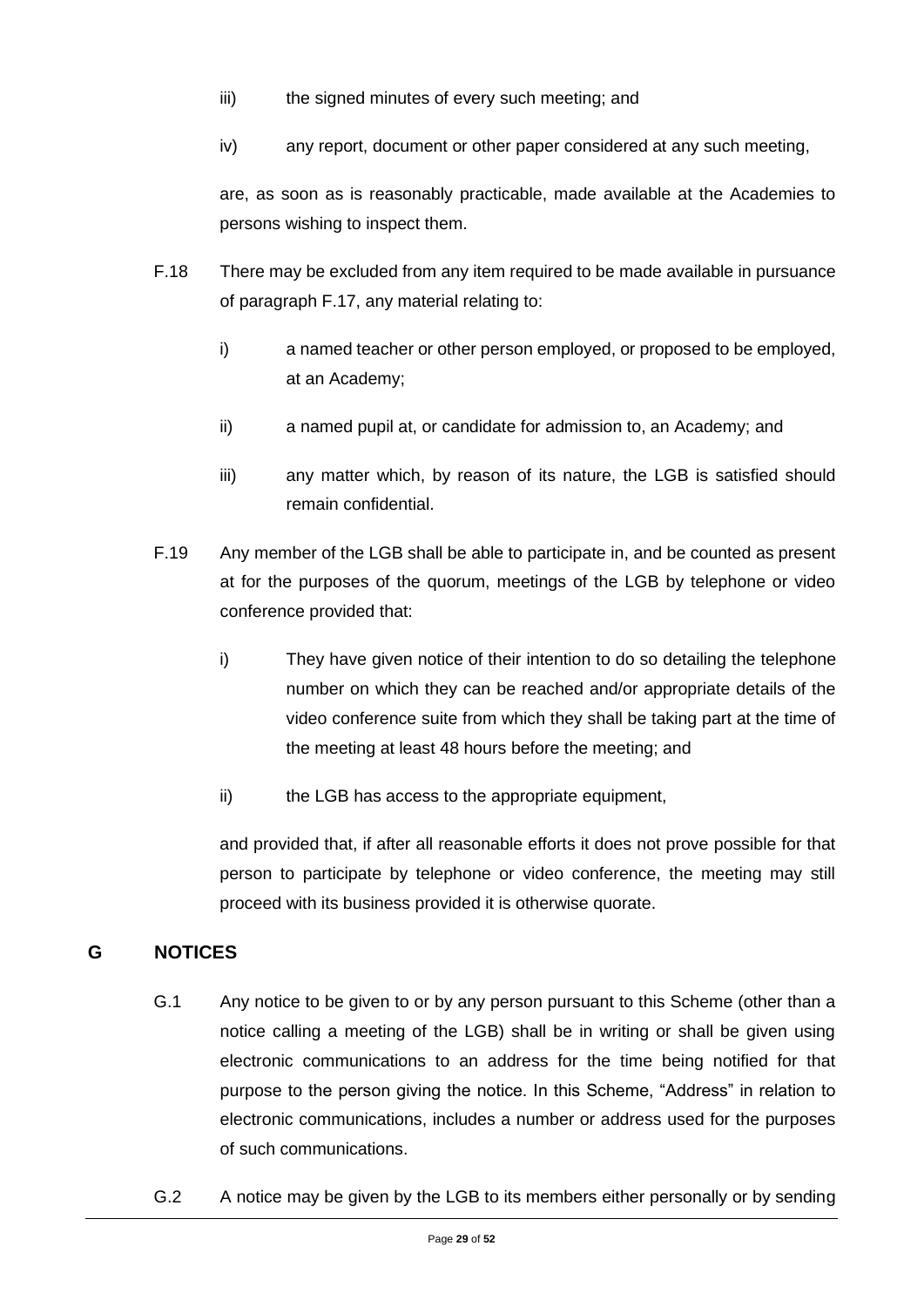iii) the signed minutes of every such meeting; and

iv) any report, document or other paper considered at any such meeting,

are, as soon as is reasonably practicable, made available at the Academies to persons wishing to inspect them.

F.18 There may be excluded from any item required to be made available in pursuance of paragraph F.17, any material relating to:

i) a named teacher or other person employed, or proposed to be employed, at an Academy;

ii) a named pupil at, or candidate for admission to, an Academy; and

iii) any matter which, by reason of its nature, the LGB is satisfied should remain confidential.

F.19 Any member of the LGB shall be able to participate in, and be counted as present at for the purposes of the quorum, meetings of the LGB by telephone or video conference provided that:

i) They have given notice of their intention to do so detailing the telephone number on which they can be reached and/or appropriate details of the video conference suite from which they shall be taking part at the time of the meeting at least 48 hours before the meeting; and

ii) the LGB has access to the appropriate equipment,

and provided that, if after all reasonable efforts it does not prove possible for that person to participate by telephone or video conference, the meeting may still proceed with its business provided it is otherwise quorate.

## G NOTICES

G.1 Any notice to be given to or by any person pursuant to this Scheme (other than a notice calling a meeting of the LGB) shall be in writing or shall be given using electronic communications to an address for the time being notified for that purpose to the person giving the notice. In this Scheme, “Address” in relation to electronic communications, includes a number or address used for the purposes of such communications.

G.2 A notice may be given by the LGB to its members either personally or by sending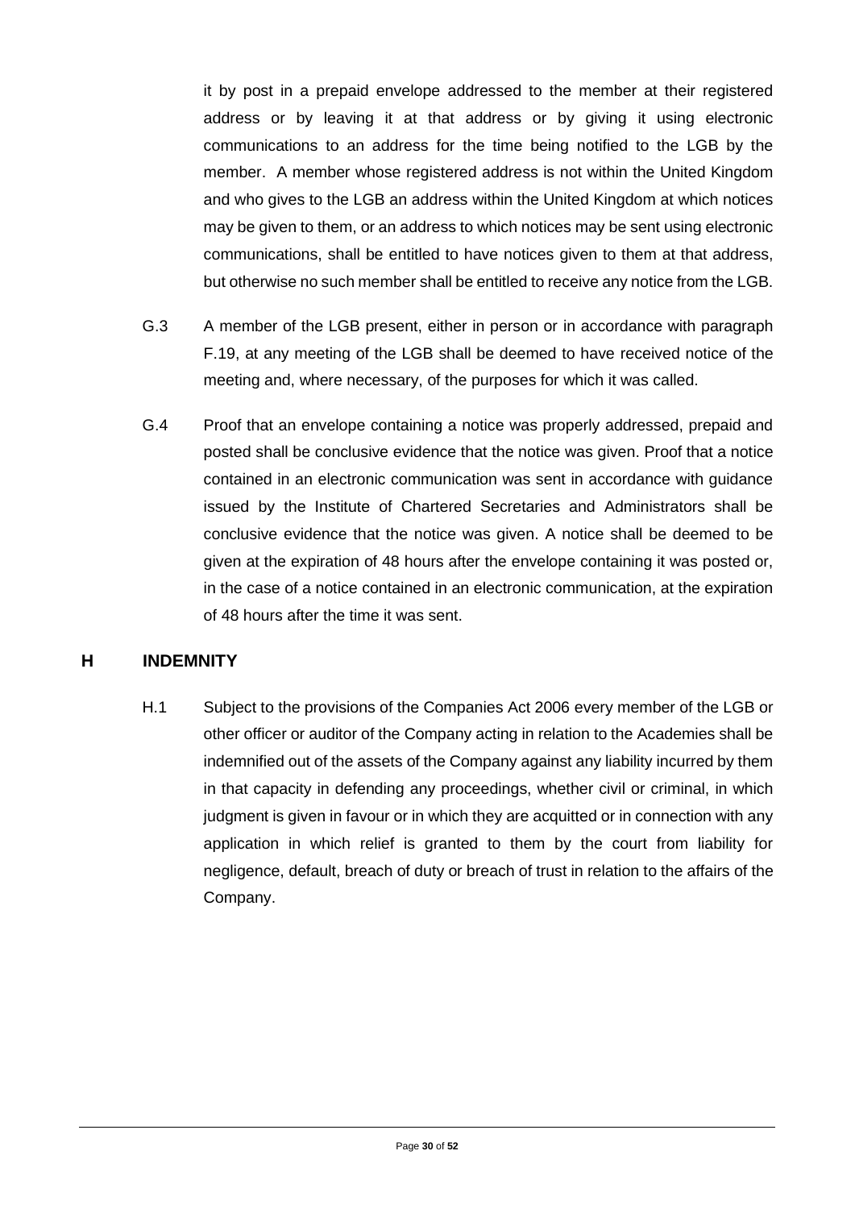it by post in a prepaid envelope addressed to the member at their registered address or by leaving it at that address or by giving it using electronic communications to an address for the time being notified to the LGB by the member. A member whose registered address is not within the United Kingdom and who gives to the LGB an address within the United Kingdom at which notices may be given to them, or an address to which notices may be sent using electronic communications, shall be entitled to have notices given to them at that address, but otherwise no such member shall be entitled to receive any notice from the LGB.

G.3 A member of the LGB present, either in person or in accordance with paragraph F.19, at any meeting of the LGB shall be deemed to have received notice of the meeting and, where necessary, of the purposes for which it was called.

G.4 Proof that an envelope containing a notice was properly addressed, prepaid and posted shall be conclusive evidence that the notice was given. Proof that a notice contained in an electronic communication was sent in accordance with guidance issued by the Institute of Chartered Secretaries and Administrators shall be conclusive evidence that the notice was given. A notice shall be deemed to be given at the expiration of 48 hours after the envelope containing it was posted or, in the case of a notice contained in an electronic communication, at the expiration of 48 hours after the time it was sent.

## H INDEMNITY

H.1 Subject to the provisions of the Companies Act 2006 every member of the LGB or other officer or auditor of the Company acting in relation to the Academies shall be indemnified out of the assets of the Company against any liability incurred by them in that capacity in defending any proceedings, whether civil or criminal, in which judgment is given in favour or in which they are acquitted or in connection with any application in which relief is granted to them by the court from liability for negligence, default, breach of duty or breach of trust in relation to the affairs of the Company.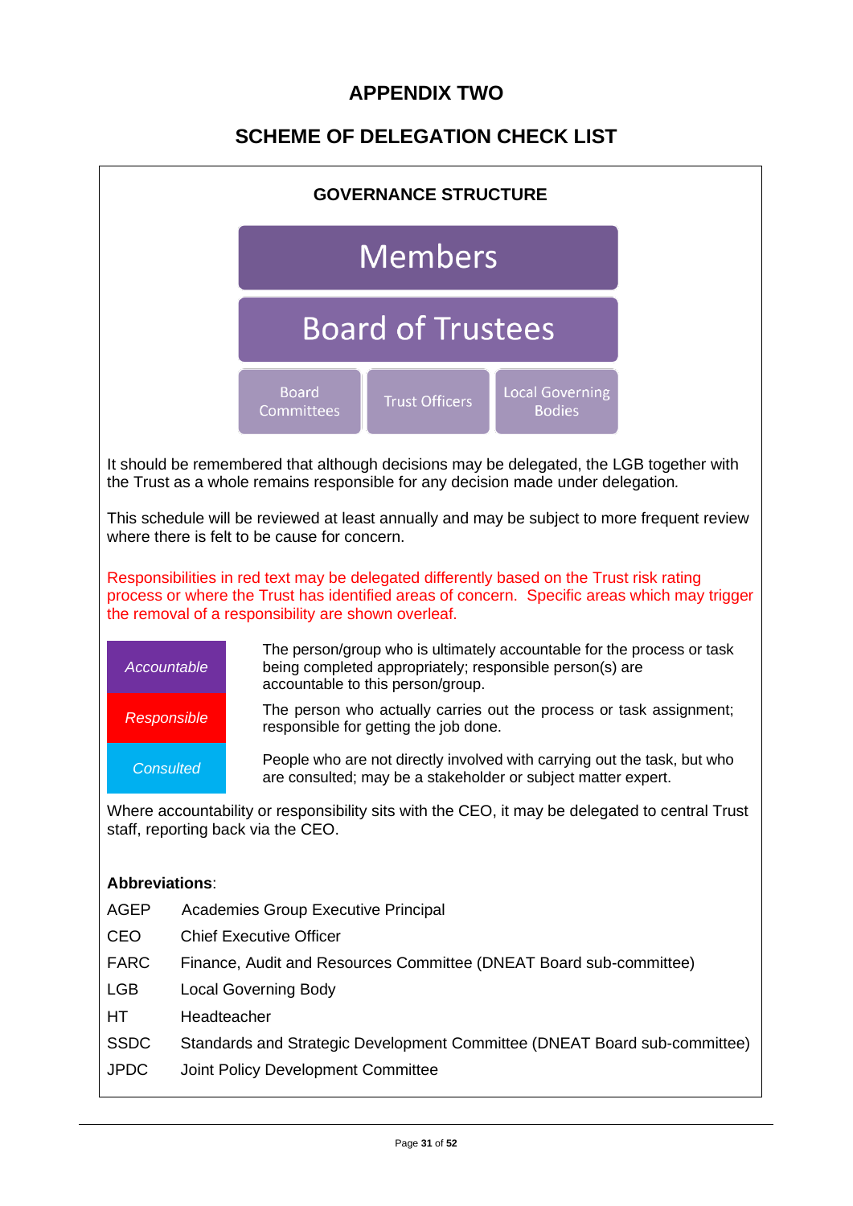# APPENDIX TWO

## SCHEME OF DELEGATION CHECK LIST

### GOVERNANCE STRUCTURE

Members

Board of Trustees

Board Committees | Trust Officers | Local Governing Bodies

It should be remembered that although decisions may be delegated, the LGB together with the Trust as a whole remains responsible for any decision made under delegation.

This schedule will be reviewed at least annually and may be subject to more frequent review where there is felt to be cause for concern.

Responsibilities in red text may be delegated differently based on the Trust risk rating process or where the Trust has identified areas of concern. Specific areas which may trigger the removal of a responsibility are shown overleaf.

| | |
|---|---|
| *Accountable* | The person/group who is ultimately accountable for the process or task being completed appropriately; responsible person(s) are accountable to this person/group. |
| *Responsible* | The person who actually carries out the process or task assignment; responsible for getting the job done. |
| *Consulted* | People who are not directly involved with carrying out the task, but who are consulted; may be a stakeholder or subject matter expert. |

Where accountability or responsibility sits with the CEO, it may be delegated to central Trust staff, reporting back via the CEO.

**Abbreviations**:

| | |
|---|---|
| AGEP | Academies Group Executive Principal |
| CEO | Chief Executive Officer |
| FARC | Finance, Audit and Resources Committee (DNEAT Board sub-committee) |
| LGB | Local Governing Body |
| HT | Headteacher |
| SSDC | Standards and Strategic Development Committee (DNEAT Board sub-committee) |
| JPDC | Joint Policy Development Committee |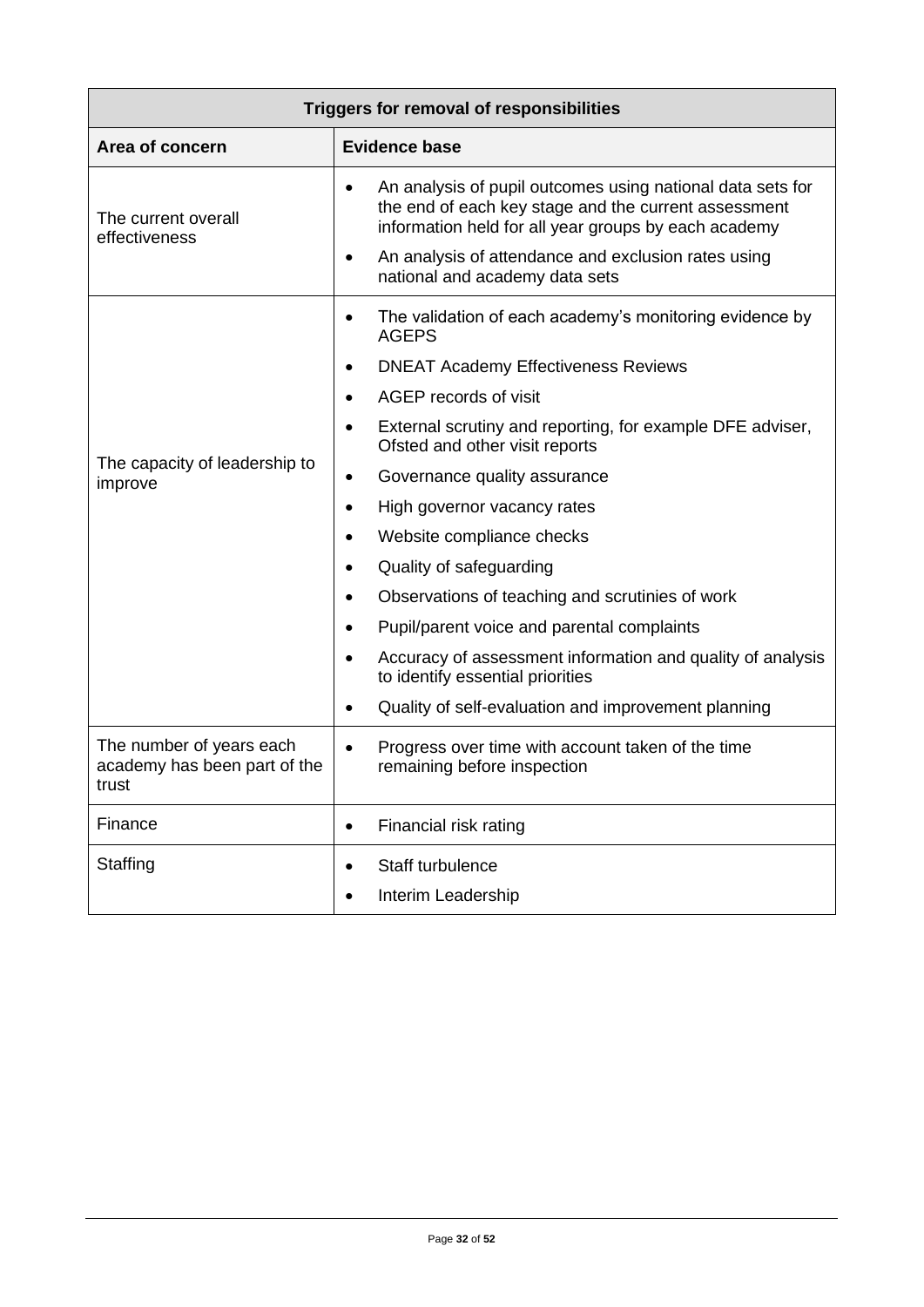| Triggers for removal of responsibilities | |
|---|---|
| **Area of concern** | **Evidence base** |
| The current overall effectiveness | • An analysis of pupil outcomes using national data sets for the end of each key stage and the current assessment information held for all year groups by each academy<br>• An analysis of attendance and exclusion rates using national and academy data sets |
| The capacity of leadership to improve | • The validation of each academy's monitoring evidence by AGEPS<br>• DNEAT Academy Effectiveness Reviews<br>• AGEP records of visit<br>• External scrutiny and reporting, for example DFE adviser, Ofsted and other visit reports<br>• Governance quality assurance<br>• High governor vacancy rates<br>• Website compliance checks<br>• Quality of safeguarding<br>• Observations of teaching and scrutinies of work<br>• Pupil/parent voice and parental complaints<br>• Accuracy of assessment information and quality of analysis to identify essential priorities<br>• Quality of self-evaluation and improvement planning |
| The number of years each academy has been part of the trust | • Progress over time with account taken of the time remaining before inspection |
| Finance | • Financial risk rating |
| Staffing | • Staff turbulence<br>• Interim Leadership |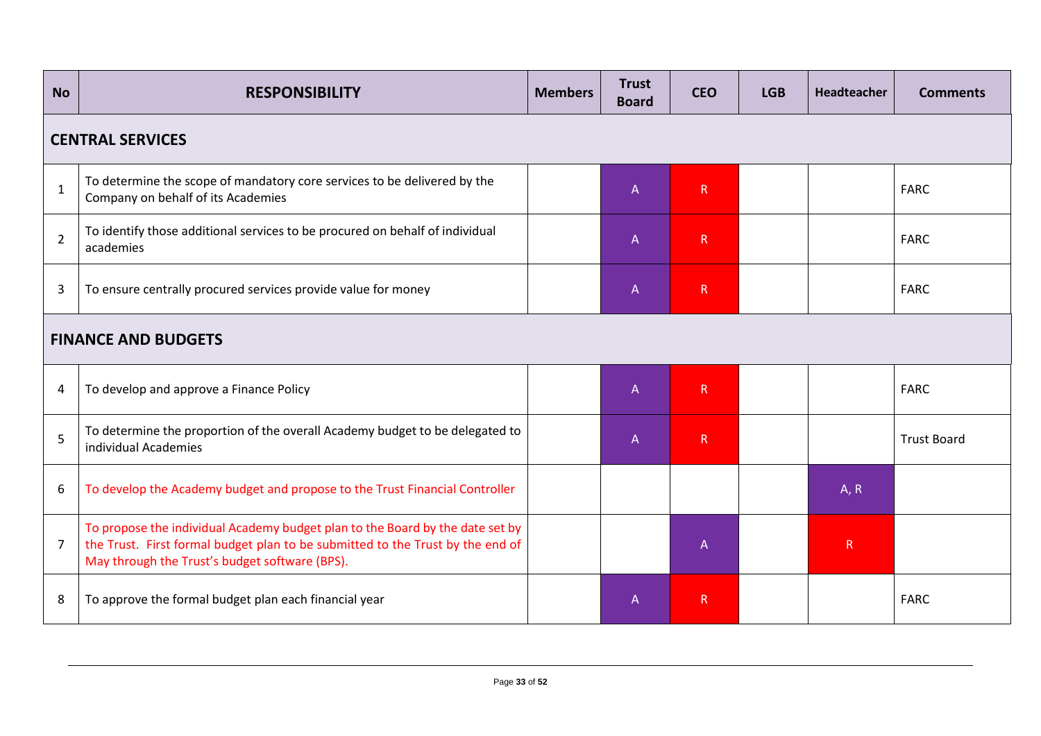| No | RESPONSIBILITY | Members | Trust Board | CEO | LGB | Headteacher | Comments |
|---|---|---|---|---|---|---|---|
| **CENTRAL SERVICES** | | | | | | | |
| 1 | To determine the scope of mandatory core services to be delivered by the Company on behalf of its Academies | | A | R | | | FARC |
| 2 | To identify those additional services to be procured on behalf of individual academies | | A | R | | | FARC |
| 3 | To ensure centrally procured services provide value for money | | A | R | | | FARC |
| **FINANCE AND BUDGETS** | | | | | | | |
| 4 | To develop and approve a Finance Policy | | A | R | | | FARC |
| 5 | To determine the proportion of the overall Academy budget to be delegated to individual Academies | | A | R | | | Trust Board |
| 6 | To develop the Academy budget and propose to the Trust Financial Controller | | | | | A, R | |
| 7 | To propose the individual Academy budget plan to the Board by the date set by the Trust. First formal budget plan to be submitted to the Trust by the end of May through the Trust's budget software (BPS). | | | A | | R | |
| 8 | To approve the formal budget plan each financial year | | A | R | | | FARC |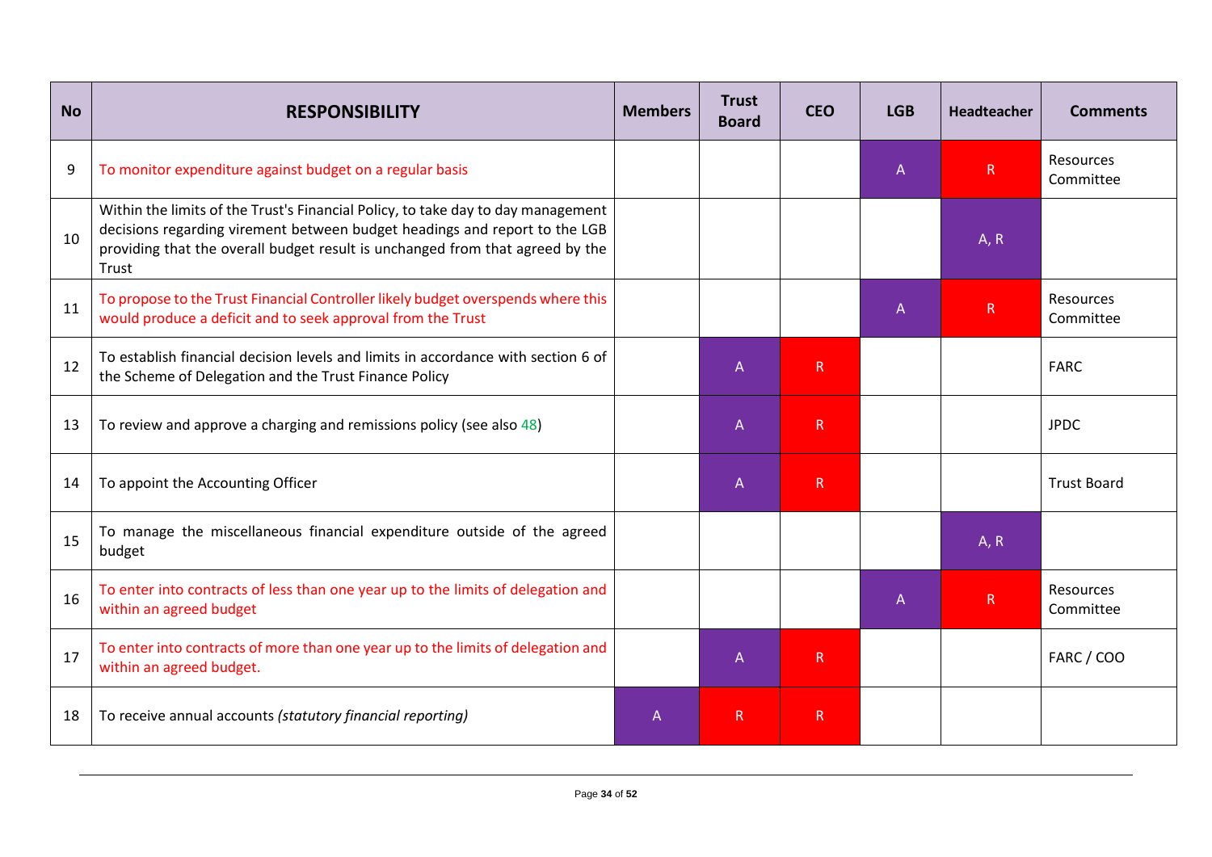| No | RESPONSIBILITY | Members | Trust Board | CEO | LGB | Headteacher | Comments |
|---|---|---|---|---|---|---|---|
| 9 | To monitor expenditure against budget on a regular basis | | | | A | R | Resources Committee |
| 10 | Within the limits of the Trust's Financial Policy, to take day to day management decisions regarding virement between budget headings and report to the LGB providing that the overall budget result is unchanged from that agreed by the Trust | | | | | A, R | |
| 11 | To propose to the Trust Financial Controller likely budget overspends where this would produce a deficit and to seek approval from the Trust | | | | A | R | Resources Committee |
| 12 | To establish financial decision levels and limits in accordance with section 6 of the Scheme of Delegation and the Trust Finance Policy | | A | R | | | FARC |
| 13 | To review and approve a charging and remissions policy (see also 48) | | A | R | | | JPDC |
| 14 | To appoint the Accounting Officer | | A | R | | | Trust Board |
| 15 | To manage the miscellaneous financial expenditure outside of the agreed budget | | | | | A, R | |
| 16 | To enter into contracts of less than one year up to the limits of delegation and within an agreed budget | | | | A | R | Resources Committee |
| 17 | To enter into contracts of more than one year up to the limits of delegation and within an agreed budget. | | A | R | | | FARC / COO |
| 18 | To receive annual accounts *(statutory financial reporting)* | A | R | R | | | |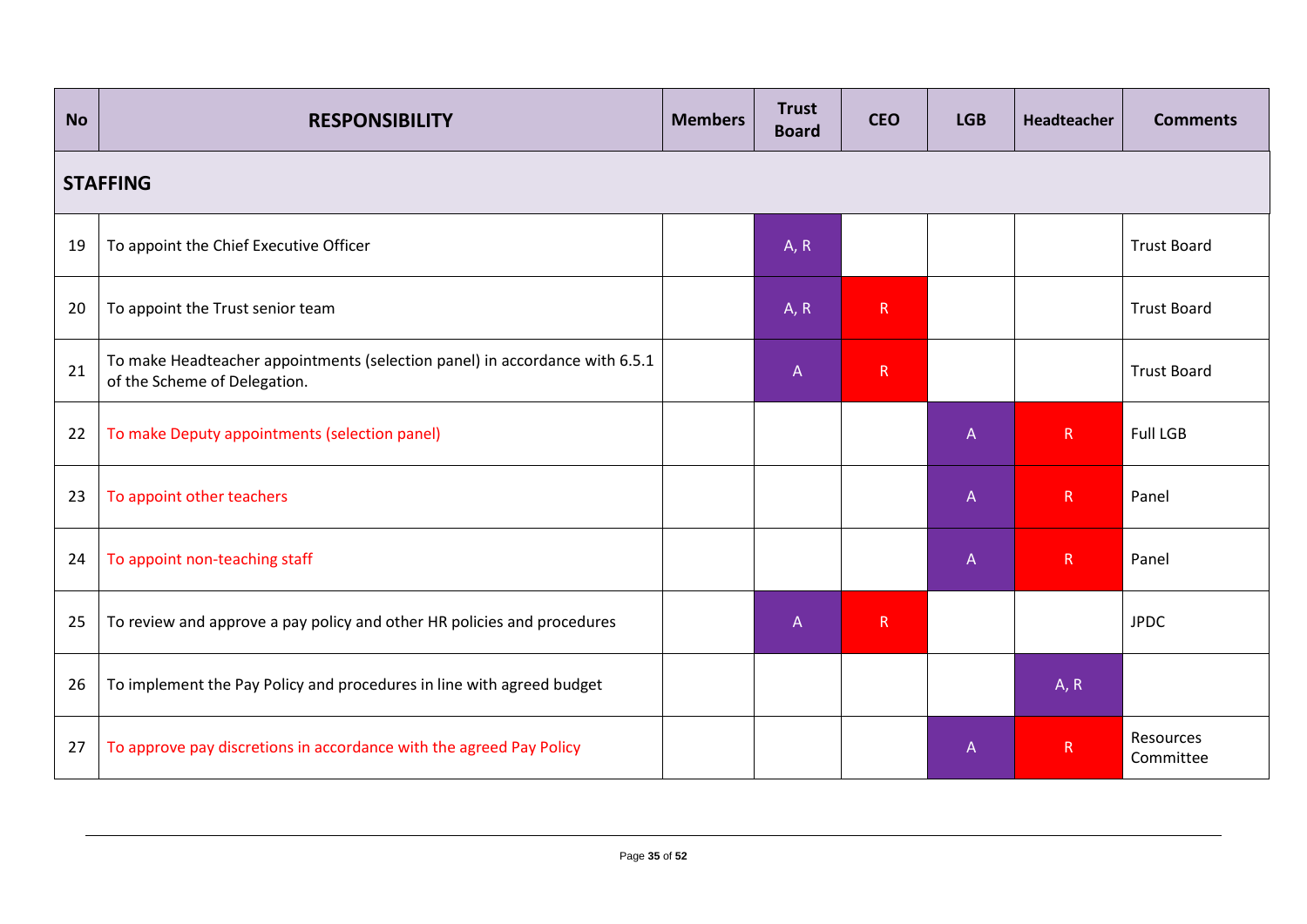| No | RESPONSIBILITY | Members | Trust Board | CEO | LGB | Headteacher | Comments |
|---|---|---|---|---|---|---|---|
| **STAFFING** | | | | | | | |
| 19 | To appoint the Chief Executive Officer | | A, R | | | | Trust Board |
| 20 | To appoint the Trust senior team | | A, R | R | | | Trust Board |
| 21 | To make Headteacher appointments (selection panel) in accordance with 6.5.1 of the Scheme of Delegation. | | A | R | | | Trust Board |
| 22 | To make Deputy appointments (selection panel) | | | | A | R | Full LGB |
| 23 | To appoint other teachers | | | | A | R | Panel |
| 24 | To appoint non-teaching staff | | | | A | R | Panel |
| 25 | To review and approve a pay policy and other HR policies and procedures | | A | R | | | JPDC |
| 26 | To implement the Pay Policy and procedures in line with agreed budget | | | | | A, R | |
| 27 | To approve pay discretions in accordance with the agreed Pay Policy | | | | A | R | Resources Committee |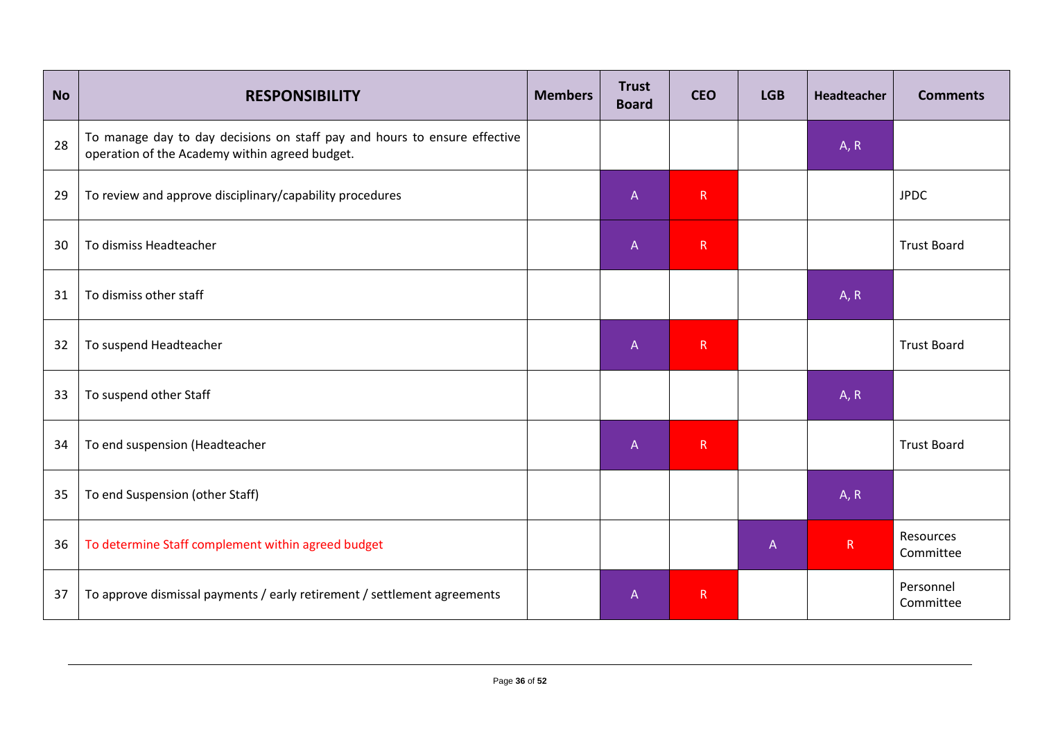| No | RESPONSIBILITY | Members | Trust Board | CEO | LGB | Headteacher | Comments |
|---|---|---|---|---|---|---|---|
| 28 | To manage day to day decisions on staff pay and hours to ensure effective operation of the Academy within agreed budget. | | | | | A, R | |
| 29 | To review and approve disciplinary/capability procedures | | A | R | | | JPDC |
| 30 | To dismiss Headteacher | | A | R | | | Trust Board |
| 31 | To dismiss other staff | | | | | A, R | |
| 32 | To suspend Headteacher | | A | R | | | Trust Board |
| 33 | To suspend other Staff | | | | | A, R | |
| 34 | To end suspension (Headteacher | | A | R | | | Trust Board |
| 35 | To end Suspension (other Staff) | | | | | A, R | |
| 36 | To determine Staff complement within agreed budget | | | | A | R | Resources Committee |
| 37 | To approve dismissal payments / early retirement / settlement agreements | | A | R | | | Personnel Committee |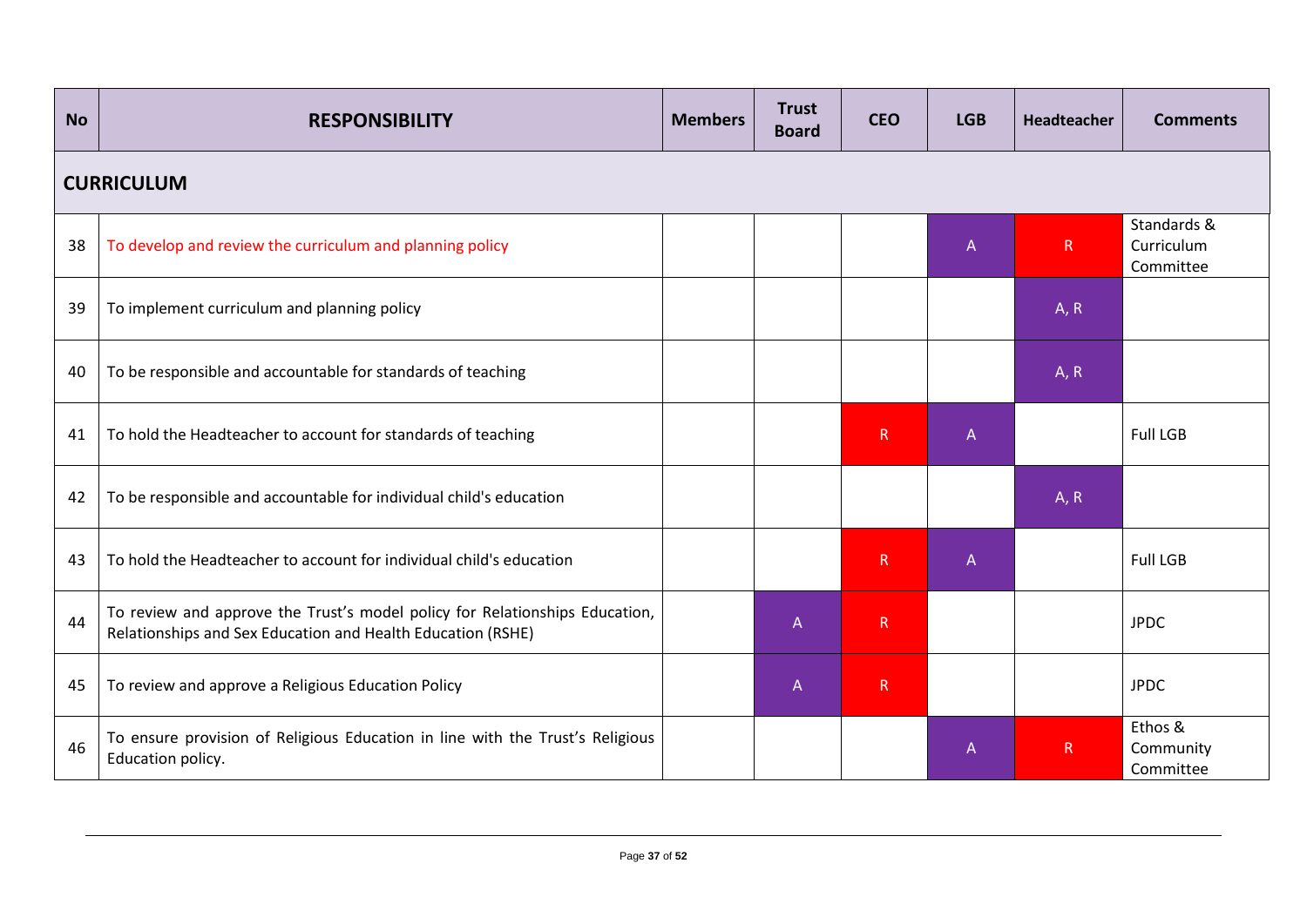| No | RESPONSIBILITY | Members | Trust Board | CEO | LGB | Headteacher | Comments |
|---|---|---|---|---|---|---|---|
| **CURRICULUM** | | | | | | | |
| 38 | To develop and review the curriculum and planning policy | | | | A | R | Standards & Curriculum Committee |
| 39 | To implement curriculum and planning policy | | | | | A, R | |
| 40 | To be responsible and accountable for standards of teaching | | | | | A, R | |
| 41 | To hold the Headteacher to account for standards of teaching | | | R | A | | Full LGB |
| 42 | To be responsible and accountable for individual child's education | | | | | A, R | |
| 43 | To hold the Headteacher to account for individual child's education | | | R | A | | Full LGB |
| 44 | To review and approve the Trust's model policy for Relationships Education, Relationships and Sex Education and Health Education (RSHE) | | A | R | | | JPDC |
| 45 | To review and approve a Religious Education Policy | | A | R | | | JPDC |
| 46 | To ensure provision of Religious Education in line with the Trust's Religious Education policy. | | | | A | R | Ethos & Community Committee |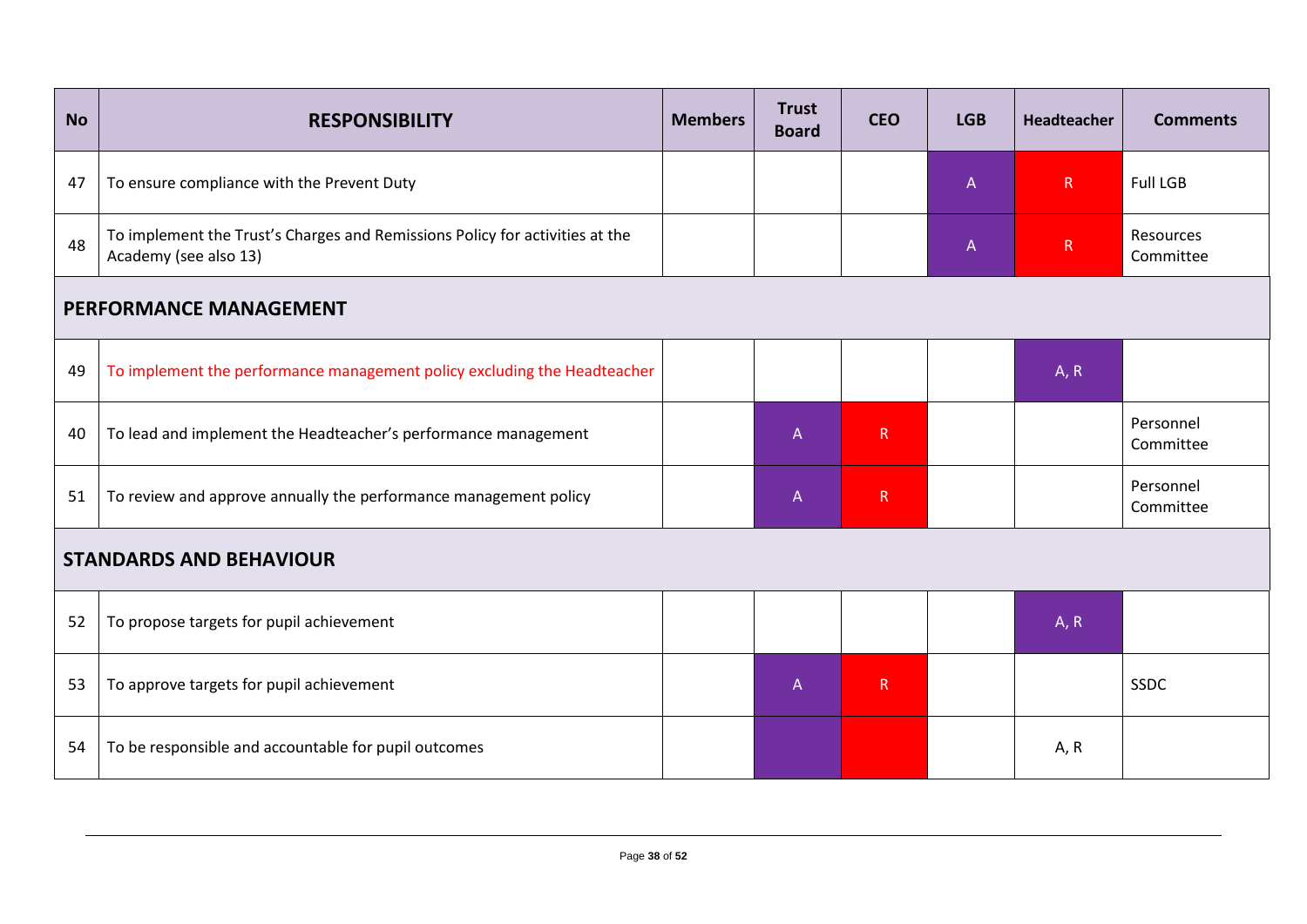| No | RESPONSIBILITY | Members | Trust Board | CEO | LGB | Headteacher | Comments |
|---|---|---|---|---|---|---|---|
| 47 | To ensure compliance with the Prevent Duty | | | | A | R | Full LGB |
| 48 | To implement the Trust's Charges and Remissions Policy for activities at the Academy (see also 13) | | | | A | R | Resources Committee |
| **PERFORMANCE MANAGEMENT** | | | | | | | |
| 49 | To implement the performance management policy excluding the Headteacher | | | | | A, R | |
| 40 | To lead and implement the Headteacher's performance management | | A | R | | | Personnel Committee |
| 51 | To review and approve annually the performance management policy | | A | R | | | Personnel Committee |
| **STANDARDS AND BEHAVIOUR** | | | | | | | |
| 52 | To propose targets for pupil achievement | | | | | A, R | |
| 53 | To approve targets for pupil achievement | | A | R | | | SSDC |
| 54 | To be responsible and accountable for pupil outcomes | | | | | A, R | |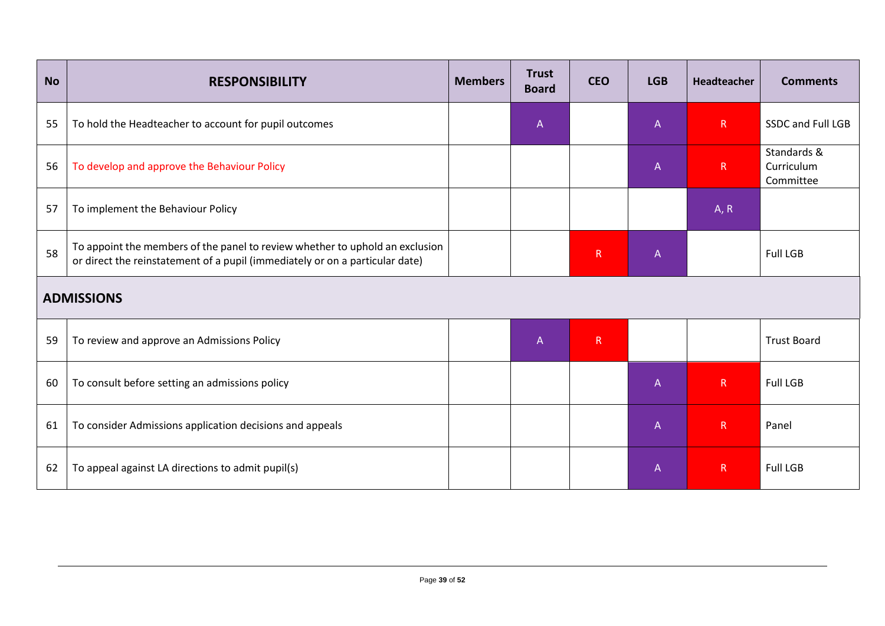| No | RESPONSIBILITY | Members | Trust Board | CEO | LGB | Headteacher | Comments |
|---|---|---|---|---|---|---|---|
| 55 | To hold the Headteacher to account for pupil outcomes | | A | | A | R | SSDC and Full LGB |
| 56 | To develop and approve the Behaviour Policy | | | | A | R | Standards & Curriculum Committee |
| 57 | To implement the Behaviour Policy | | | | | A, R | |
| 58 | To appoint the members of the panel to review whether to uphold an exclusion or direct the reinstatement of a pupil (immediately or on a particular date) | | | R | A | | Full LGB |
| **ADMISSIONS** | | | | | | | |
| 59 | To review and approve an Admissions Policy | | A | R | | | Trust Board |
| 60 | To consult before setting an admissions policy | | | | A | R | Full LGB |
| 61 | To consider Admissions application decisions and appeals | | | | A | R | Panel |
| 62 | To appeal against LA directions to admit pupil(s) | | | | A | R | Full LGB |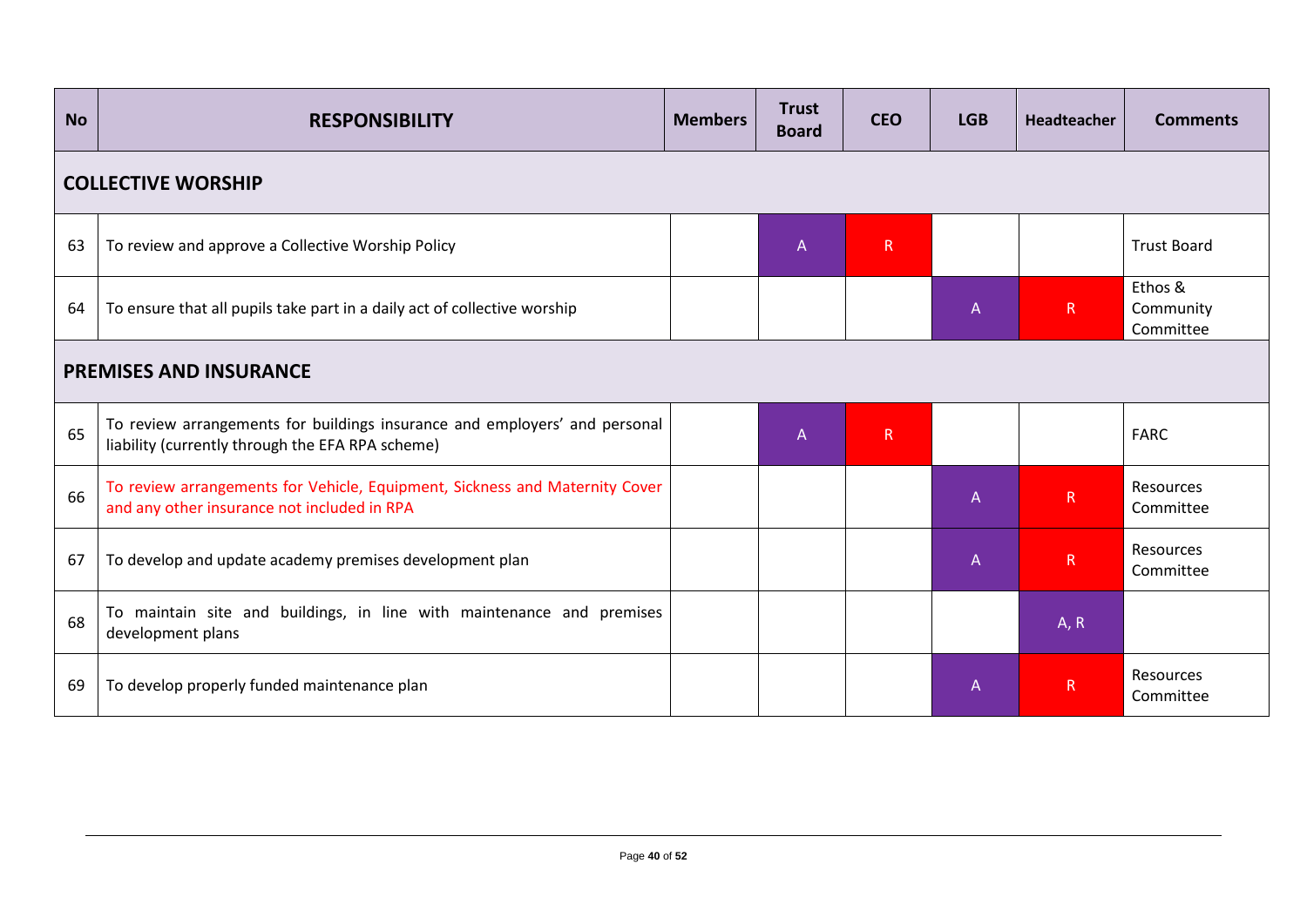| No | RESPONSIBILITY | Members | Trust Board | CEO | LGB | Headteacher | Comments |
|---|---|---|---|---|---|---|---|
| **COLLECTIVE WORSHIP** | | | | | | | |
| 63 | To review and approve a Collective Worship Policy | | A | R | | | Trust Board |
| 64 | To ensure that all pupils take part in a daily act of collective worship | | | | A | R | Ethos & Community Committee |
| **PREMISES AND INSURANCE** | | | | | | | |
| 65 | To review arrangements for buildings insurance and employers' and personal liability (currently through the EFA RPA scheme) | | A | R | | | FARC |
| 66 | To review arrangements for Vehicle, Equipment, Sickness and Maternity Cover and any other insurance not included in RPA | | | | A | R | Resources Committee |
| 67 | To develop and update academy premises development plan | | | | A | R | Resources Committee |
| 68 | To maintain site and buildings, in line with maintenance and premises development plans | | | | | A, R | |
| 69 | To develop properly funded maintenance plan | | | | A | R | Resources Committee |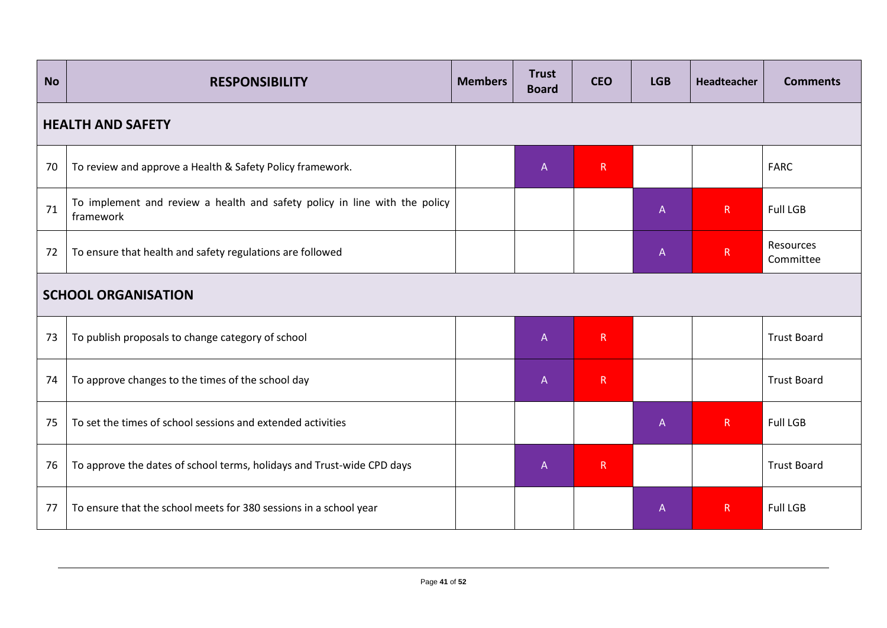| No | RESPONSIBILITY | Members | Trust Board | CEO | LGB | Headteacher | Comments |
|---|---|---|---|---|---|---|---|
| **HEALTH AND SAFETY** | | | | | | | |
| 70 | To review and approve a Health & Safety Policy framework. | | A | R | | | FARC |
| 71 | To implement and review a health and safety policy in line with the policy framework | | | | A | R | Full LGB |
| 72 | To ensure that health and safety regulations are followed | | | | A | R | Resources Committee |
| **SCHOOL ORGANISATION** | | | | | | | |
| 73 | To publish proposals to change category of school | | A | R | | | Trust Board |
| 74 | To approve changes to the times of the school day | | A | R | | | Trust Board |
| 75 | To set the times of school sessions and extended activities | | | | A | R | Full LGB |
| 76 | To approve the dates of school terms, holidays and Trust-wide CPD days | | A | R | | | Trust Board |
| 77 | To ensure that the school meets for 380 sessions in a school year | | | | A | R | Full LGB |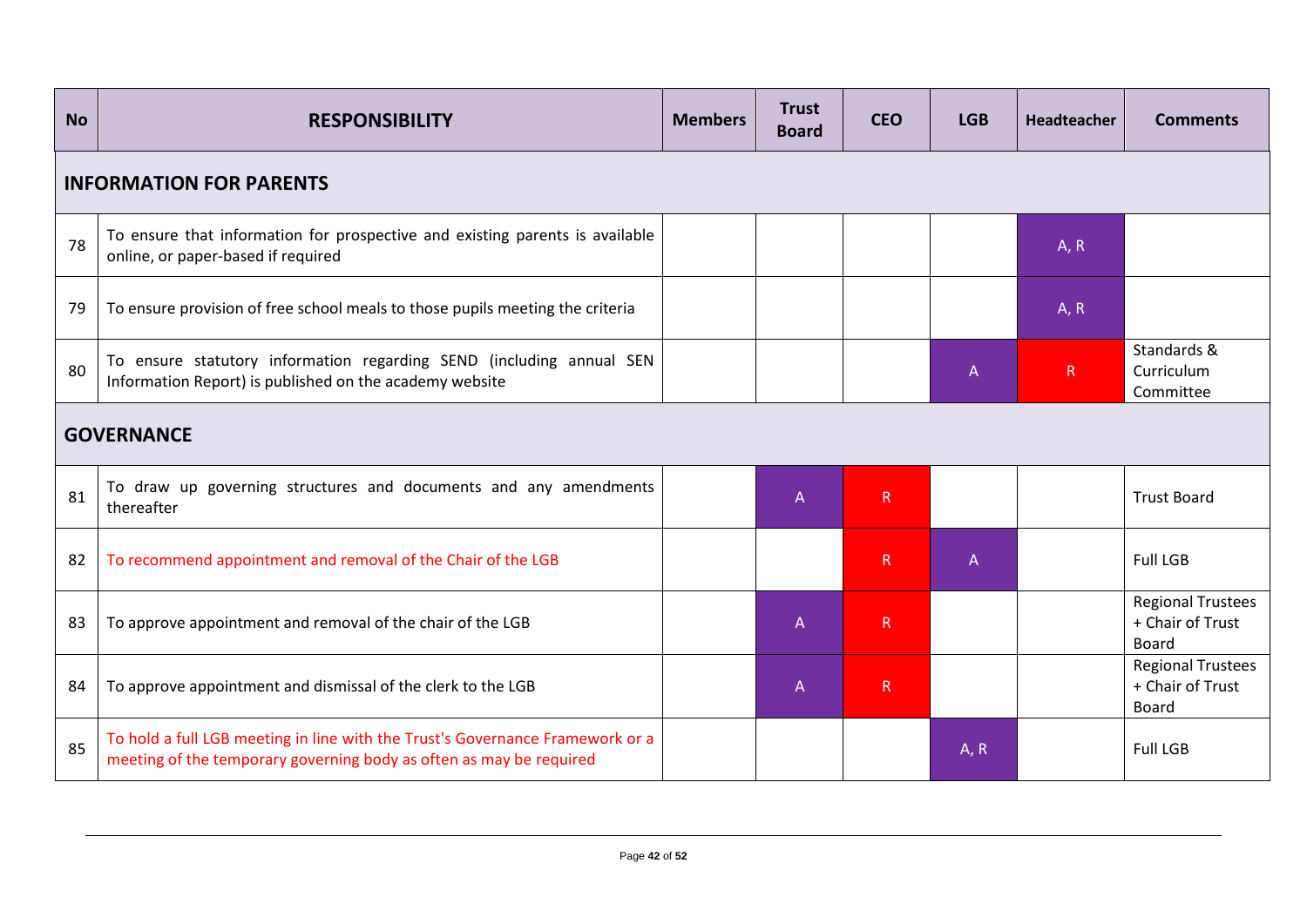| No | RESPONSIBILITY | Members | Trust Board | CEO | LGB | Headteacher | Comments |
|---|---|---|---|---|---|---|---|
| **INFORMATION FOR PARENTS** | | | | | | | |
| 78 | To ensure that information for prospective and existing parents is available online, or paper-based if required | | | | | A, R | |
| 79 | To ensure provision of free school meals to those pupils meeting the criteria | | | | | A, R | |
| 80 | To ensure statutory information regarding SEND (including annual SEN Information Report) is published on the academy website | | | | A | R | Standards & Curriculum Committee |
| **GOVERNANCE** | | | | | | | |
| 81 | To draw up governing structures and documents and any amendments thereafter | | A | R | | | Trust Board |
| 82 | To recommend appointment and removal of the Chair of the LGB | | | R | A | | Full LGB |
| 83 | To approve appointment and removal of the chair of the LGB | | A | R | | | Regional Trustees + Chair of Trust Board |
| 84 | To approve appointment and dismissal of the clerk to the LGB | | A | R | | | Regional Trustees + Chair of Trust Board |
| 85 | To hold a full LGB meeting in line with the Trust's Governance Framework or a meeting of the temporary governing body as often as may be required | | | | A, R | | Full LGB |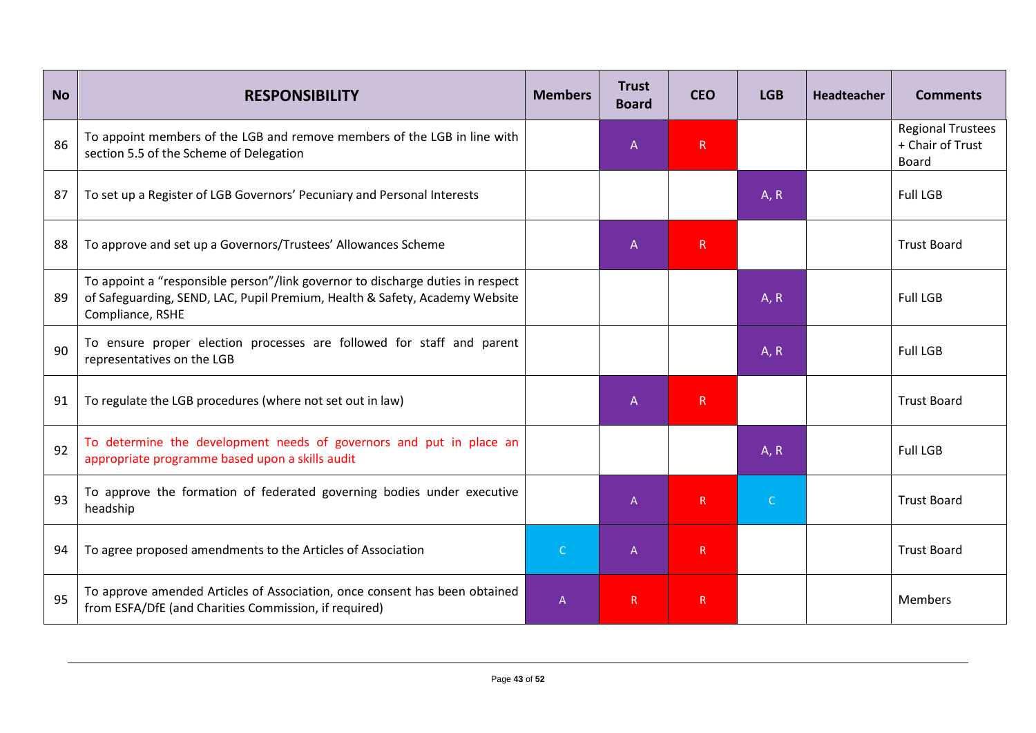| No | RESPONSIBILITY | Members | Trust Board | CEO | LGB | Headteacher | Comments |
|---|---|---|---|---|---|---|---|
| 86 | To appoint members of the LGB and remove members of the LGB in line with section 5.5 of the Scheme of Delegation | | A | R | | | Regional Trustees + Chair of Trust Board |
| 87 | To set up a Register of LGB Governors' Pecuniary and Personal Interests | | | | A, R | | Full LGB |
| 88 | To approve and set up a Governors/Trustees' Allowances Scheme | | A | R | | | Trust Board |
| 89 | To appoint a "responsible person"/link governor to discharge duties in respect of Safeguarding, SEND, LAC, Pupil Premium, Health & Safety, Academy Website Compliance, RSHE | | | | A, R | | Full LGB |
| 90 | To ensure proper election processes are followed for staff and parent representatives on the LGB | | | | A, R | | Full LGB |
| 91 | To regulate the LGB procedures (where not set out in law) | | A | R | | | Trust Board |
| 92 | To determine the development needs of governors and put in place an appropriate programme based upon a skills audit | | | | A, R | | Full LGB |
| 93 | To approve the formation of federated governing bodies under executive headship | | A | R | C | | Trust Board |
| 94 | To agree proposed amendments to the Articles of Association | C | A | R | | | Trust Board |
| 95 | To approve amended Articles of Association, once consent has been obtained from ESFA/DfE (and Charities Commission, if required) | A | R | R | | | Members |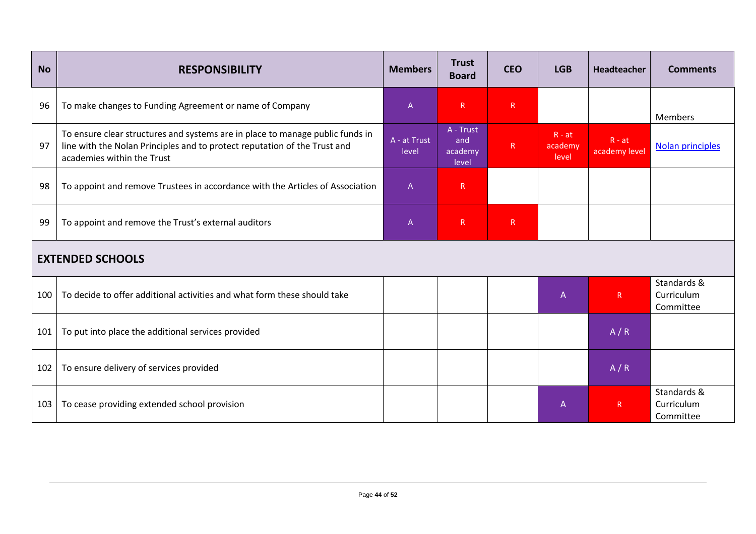| No | RESPONSIBILITY | Members | Trust Board | CEO | LGB | Headteacher | Comments |
|---|---|---|---|---|---|---|---|
| 96 | To make changes to Funding Agreement or name of Company | A | R | R | | | Members |
| 97 | To ensure clear structures and systems are in place to manage public funds in line with the Nolan Principles and to protect reputation of the Trust and academies within the Trust | A - at Trust level | A - Trust and academy level | R | R - at academy level | R - at academy level | [Nolan principles] |
| 98 | To appoint and remove Trustees in accordance with the Articles of Association | A | R | | | | |
| 99 | To appoint and remove the Trust's external auditors | A | R | R | | | |
| **EXTENDED SCHOOLS** | | | | | | | |
| 100 | To decide to offer additional activities and what form these should take | | | | A | R | Standards & Curriculum Committee |
| 101 | To put into place the additional services provided | | | | | A / R | |
| 102 | To ensure delivery of services provided | | | | | A / R | |
| 103 | To cease providing extended school provision | | | | A | R | Standards & Curriculum Committee |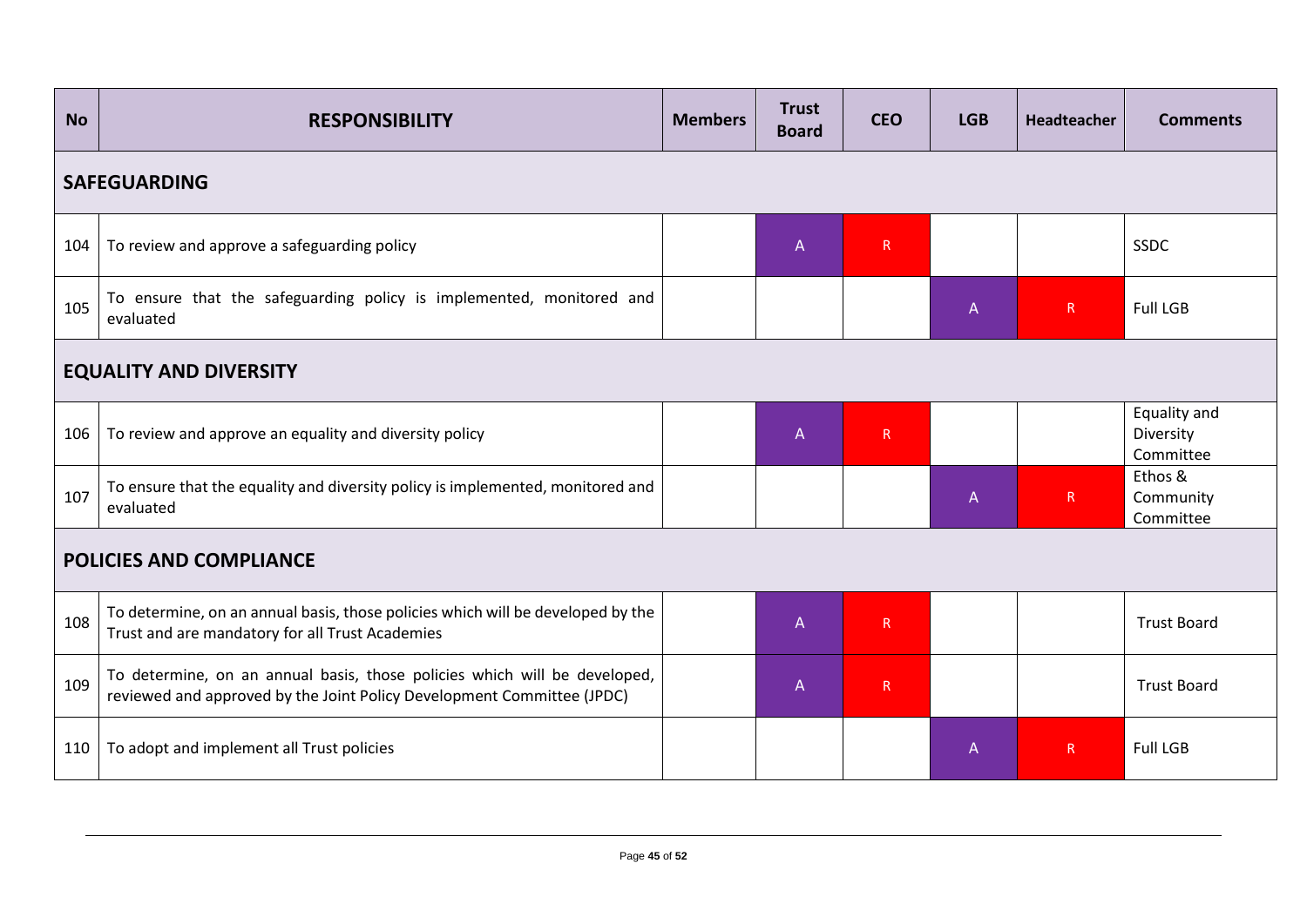| No | RESPONSIBILITY | Members | Trust Board | CEO | LGB | Headteacher | Comments |
|---|---|---|---|---|---|---|---|
| **SAFEGUARDING** | | | | | | | |
| 104 | To review and approve a safeguarding policy | | A | R | | | SSDC |
| 105 | To ensure that the safeguarding policy is implemented, monitored and evaluated | | | | A | R | Full LGB |
| **EQUALITY AND DIVERSITY** | | | | | | | |
| 106 | To review and approve an equality and diversity policy | | A | R | | | Equality and Diversity Committee |
| 107 | To ensure that the equality and diversity policy is implemented, monitored and evaluated | | | | A | R | Ethos & Community Committee |
| **POLICIES AND COMPLIANCE** | | | | | | | |
| 108 | To determine, on an annual basis, those policies which will be developed by the Trust and are mandatory for all Trust Academies | | A | R | | | Trust Board |
| 109 | To determine, on an annual basis, those policies which will be developed, reviewed and approved by the Joint Policy Development Committee (JPDC) | | A | R | | | Trust Board |
| 110 | To adopt and implement all Trust policies | | | | A | R | Full LGB |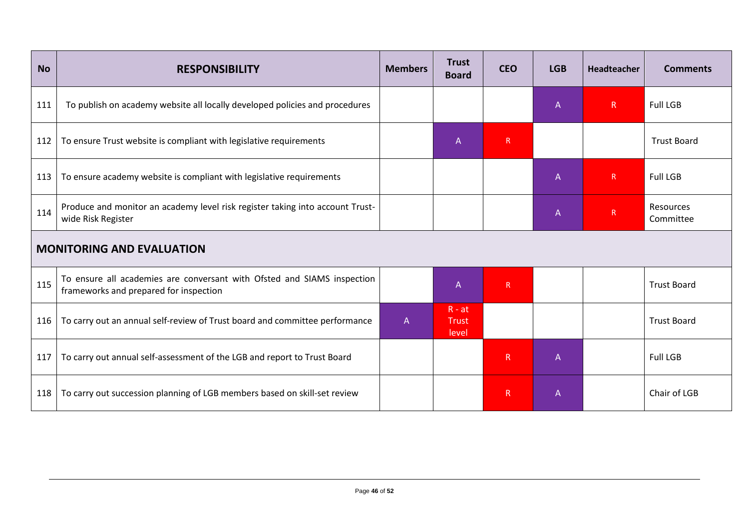| No | RESPONSIBILITY | Members | Trust Board | CEO | LGB | Headteacher | Comments |
|---|---|---|---|---|---|---|---|
| 111 | To publish on academy website all locally developed policies and procedures | | | | A | R | Full LGB |
| 112 | To ensure Trust website is compliant with legislative requirements | | A | R | | | Trust Board |
| 113 | To ensure academy website is compliant with legislative requirements | | | | A | R | Full LGB |
| 114 | Produce and monitor an academy level risk register taking into account Trust-wide Risk Register | | | | A | R | Resources Committee |
| **MONITORING AND EVALUATION** | | | | | | | |
| 115 | To ensure all academies are conversant with Ofsted and SIAMS inspection frameworks and prepared for inspection | | A | R | | | Trust Board |
| 116 | To carry out an annual self-review of Trust board and committee performance | A | R - at Trust level | | | | Trust Board |
| 117 | To carry out annual self-assessment of the LGB and report to Trust Board | | | R | A | | Full LGB |
| 118 | To carry out succession planning of LGB members based on skill-set review | | | R | A | | Chair of LGB |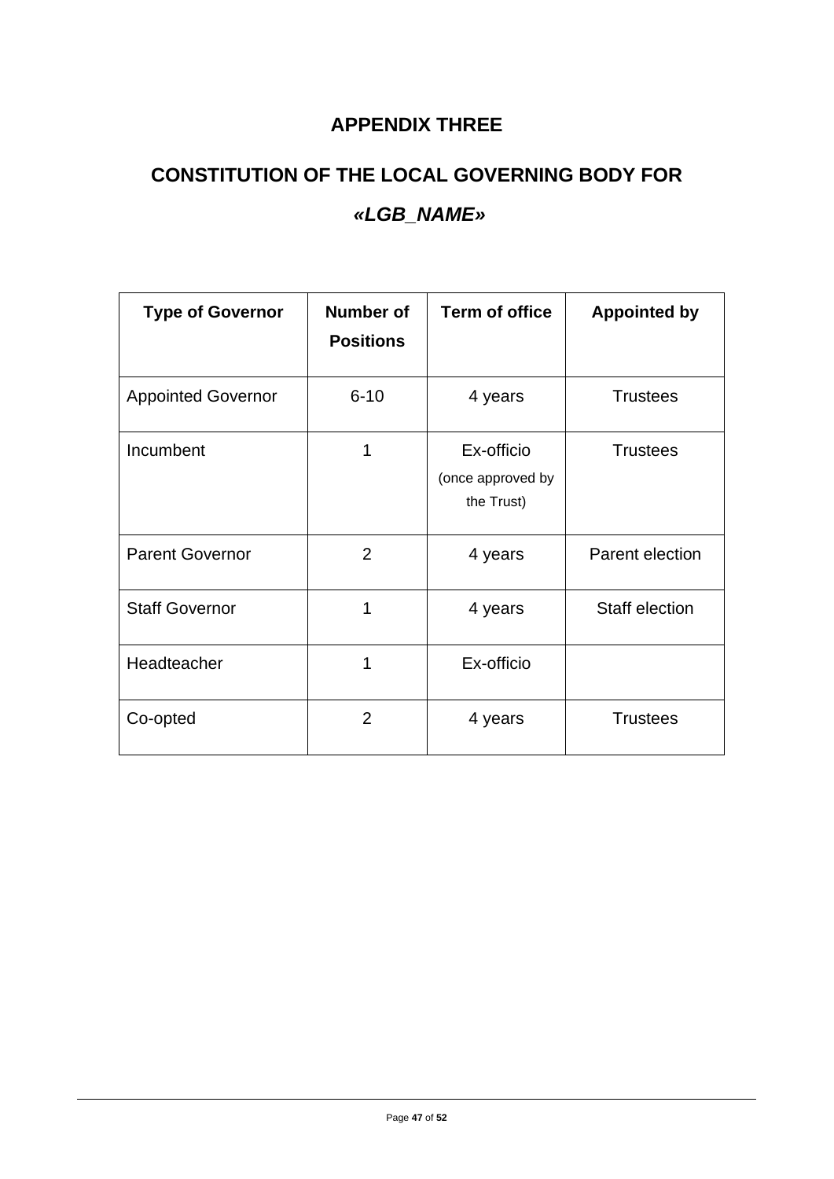# APPENDIX THREE

## CONSTITUTION OF THE LOCAL GOVERNING BODY FOR

## *«LGB_NAME»*

| Type of Governor | Number of Positions | Term of office | Appointed by |
|---|---|---|---|
| Appointed Governor | 6-10 | 4 years | Trustees |
| Incumbent | 1 | Ex-officio (once approved by the Trust) | Trustees |
| Parent Governor | 2 | 4 years | Parent election |
| Staff Governor | 1 | 4 years | Staff election |
| Headteacher | 1 | Ex-officio | |
| Co-opted | 2 | 4 years | Trustees |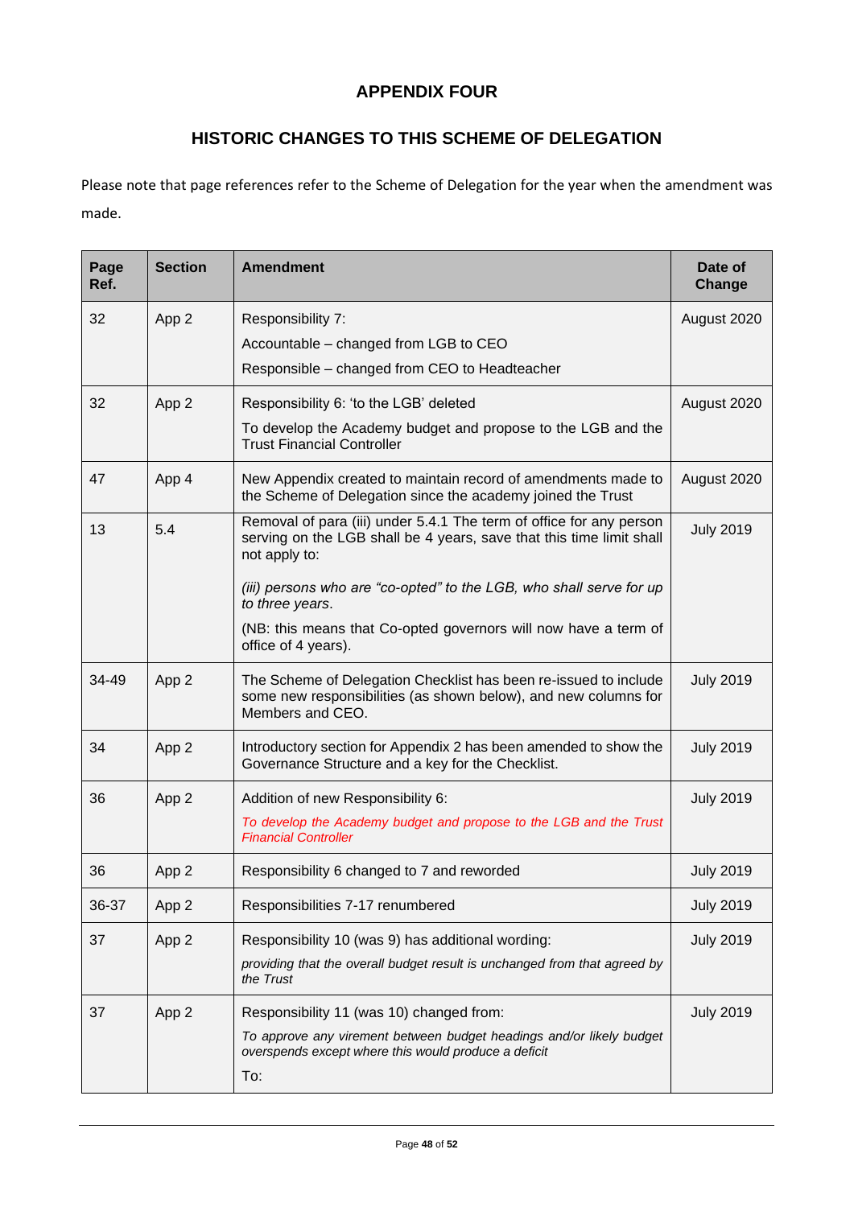## APPENDIX FOUR

## HISTORIC CHANGES TO THIS SCHEME OF DELEGATION

Please note that page references refer to the Scheme of Delegation for the year when the amendment was made.

| Page Ref. | Section | Amendment | Date of Change |
|---|---|---|---|
| 32 | App 2 | Responsibility 7:<br>Accountable – changed from LGB to CEO<br>Responsible – changed from CEO to Headteacher | August 2020 |
| 32 | App 2 | Responsibility 6: 'to the LGB' deleted<br>To develop the Academy budget and propose to the LGB and the Trust Financial Controller | August 2020 |
| 47 | App 4 | New Appendix created to maintain record of amendments made to the Scheme of Delegation since the academy joined the Trust | August 2020 |
| 13 | 5.4 | Removal of para (iii) under 5.4.1 The term of office for any person serving on the LGB shall be 4 years, save that this time limit shall not apply to:<br>*(iii) persons who are "co-opted" to the LGB, who shall serve for up to three years*.<br>(NB: this means that Co-opted governors will now have a term of office of 4 years). | July 2019 |
| 34-49 | App 2 | The Scheme of Delegation Checklist has been re-issued to include some new responsibilities (as shown below), and new columns for Members and CEO. | July 2019 |
| 34 | App 2 | Introductory section for Appendix 2 has been amended to show the Governance Structure and a key for the Checklist. | July 2019 |
| 36 | App 2 | Addition of new Responsibility 6:<br>*To develop the Academy budget and propose to the LGB and the Trust Financial Controller* | July 2019 |
| 36 | App 2 | Responsibility 6 changed to 7 and reworded | July 2019 |
| 36-37 | App 2 | Responsibilities 7-17 renumbered | July 2019 |
| 37 | App 2 | Responsibility 10 (was 9) has additional wording:<br>*providing that the overall budget result is unchanged from that agreed by the Trust* | July 2019 |
| 37 | App 2 | Responsibility 11 (was 10) changed from:<br>*To approve any virement between budget headings and/or likely budget overspends except where this would produce a deficit*<br>To: | July 2019 |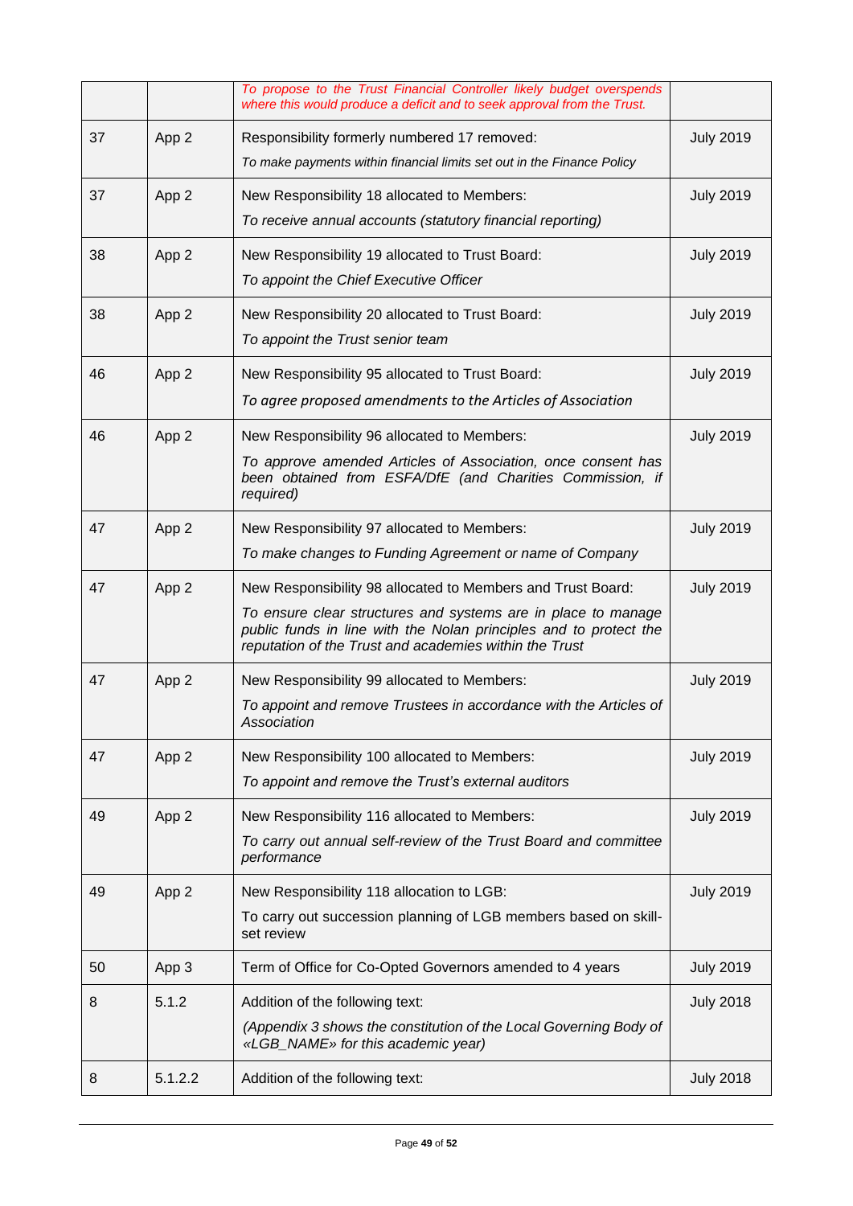|  |  | *To propose to the Trust Financial Controller likely budget overspends where this would produce a deficit and to seek approval from the Trust.* |  |
|---|---|---|---|
| 37 | App 2 | Responsibility formerly numbered 17 removed:<br>*To make payments within financial limits set out in the Finance Policy* | July 2019 |
| 37 | App 2 | New Responsibility 18 allocated to Members:<br>*To receive annual accounts (statutory financial reporting)* | July 2019 |
| 38 | App 2 | New Responsibility 19 allocated to Trust Board:<br>*To appoint the Chief Executive Officer* | July 2019 |
| 38 | App 2 | New Responsibility 20 allocated to Trust Board:<br>*To appoint the Trust senior team* | July 2019 |
| 46 | App 2 | New Responsibility 95 allocated to Trust Board:<br>*To agree proposed amendments to the Articles of Association* | July 2019 |
| 46 | App 2 | New Responsibility 96 allocated to Members:<br>*To approve amended Articles of Association, once consent has been obtained from ESFA/DfE (and Charities Commission, if required)* | July 2019 |
| 47 | App 2 | New Responsibility 97 allocated to Members:<br>*To make changes to Funding Agreement or name of Company* | July 2019 |
| 47 | App 2 | New Responsibility 98 allocated to Members and Trust Board:<br>*To ensure clear structures and systems are in place to manage public funds in line with the Nolan principles and to protect the reputation of the Trust and academies within the Trust* | July 2019 |
| 47 | App 2 | New Responsibility 99 allocated to Members:<br>*To appoint and remove Trustees in accordance with the Articles of Association* | July 2019 |
| 47 | App 2 | New Responsibility 100 allocated to Members:<br>*To appoint and remove the Trust's external auditors* | July 2019 |
| 49 | App 2 | New Responsibility 116 allocated to Members:<br>*To carry out annual self-review of the Trust Board and committee performance* | July 2019 |
| 49 | App 2 | New Responsibility 118 allocation to LGB:<br>To carry out succession planning of LGB members based on skill-set review | July 2019 |
| 50 | App 3 | Term of Office for Co-Opted Governors amended to 4 years | July 2019 |
| 8 | 5.1.2 | Addition of the following text:<br>*(Appendix 3 shows the constitution of the Local Governing Body of «LGB_NAME» for this academic year)* | July 2018 |
| 8 | 5.1.2.2 | Addition of the following text: | July 2018 |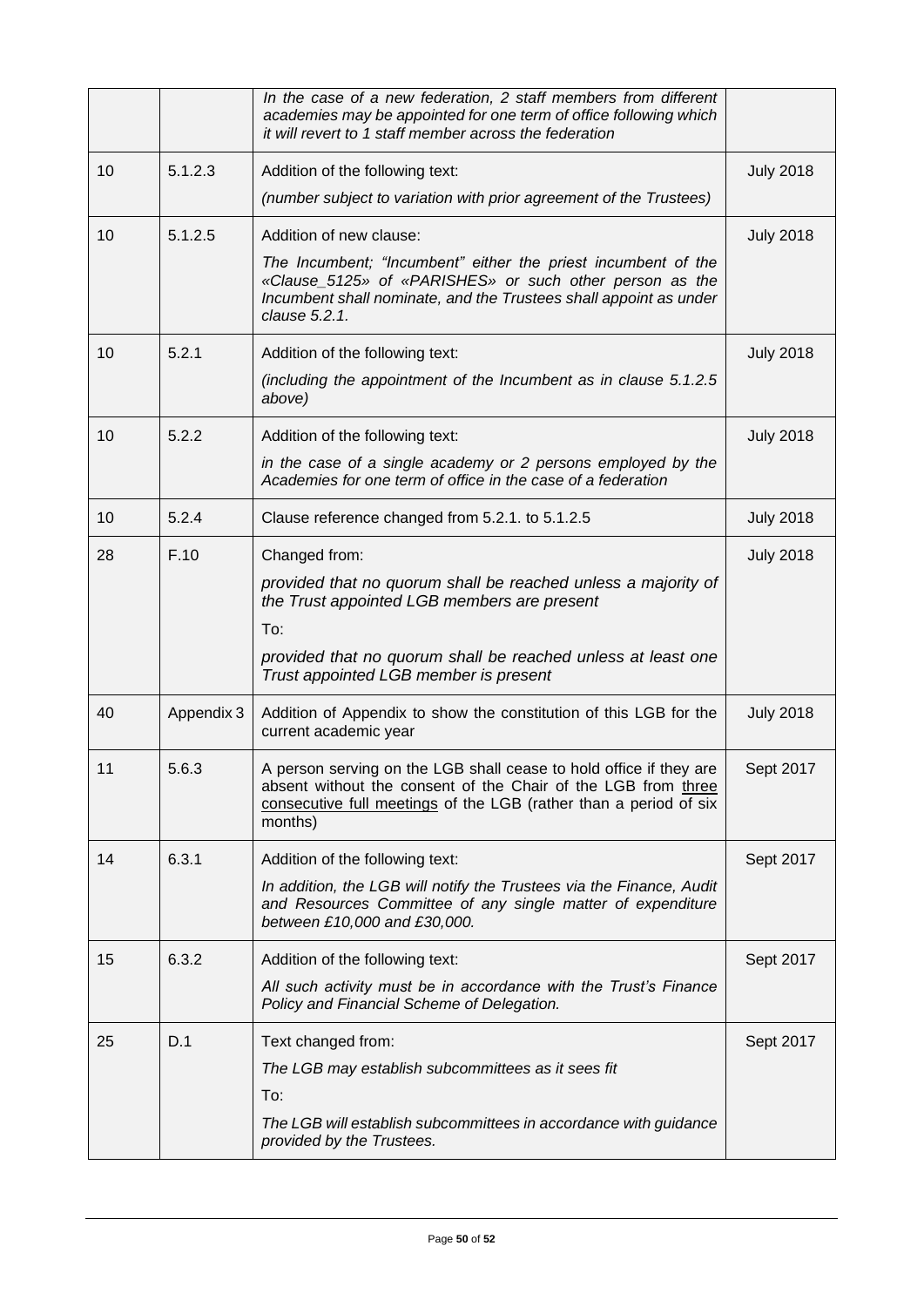| | | | |
|---|---|---|---|
| | | *In the case of a new federation, 2 staff members from different academies may be appointed for one term of office following which it will revert to 1 staff member across the federation* | |
| 10 | 5.1.2.3 | Addition of the following text:<br>*(number subject to variation with prior agreement of the Trustees)* | July 2018 |
| 10 | 5.1.2.5 | Addition of new clause:<br>*The Incumbent; "Incumbent" either the priest incumbent of the «Clause_5125» of «PARISHES» or such other person as the Incumbent shall nominate, and the Trustees shall appoint as under clause 5.2.1.* | July 2018 |
| 10 | 5.2.1 | Addition of the following text:<br>*(including the appointment of the Incumbent as in clause 5.1.2.5 above)* | July 2018 |
| 10 | 5.2.2 | Addition of the following text:<br>*in the case of a single academy or 2 persons employed by the Academies for one term of office in the case of a federation* | July 2018 |
| 10 | 5.2.4 | Clause reference changed from 5.2.1. to 5.1.2.5 | July 2018 |
| 28 | F.10 | Changed from:<br>*provided that no quorum shall be reached unless a majority of the Trust appointed LGB members are present*<br>To:<br>*provided that no quorum shall be reached unless at least one Trust appointed LGB member is present* | July 2018 |
| 40 | Appendix 3 | Addition of Appendix to show the constitution of this LGB for the current academic year | July 2018 |
| 11 | 5.6.3 | A person serving on the LGB shall cease to hold office if they are absent without the consent of the Chair of the LGB from <u>three consecutive full meetings</u> of the LGB (rather than a period of six months) | Sept 2017 |
| 14 | 6.3.1 | Addition of the following text:<br>*In addition, the LGB will notify the Trustees via the Finance, Audit and Resources Committee of any single matter of expenditure between £10,000 and £30,000.* | Sept 2017 |
| 15 | 6.3.2 | Addition of the following text:<br>*All such activity must be in accordance with the Trust's Finance Policy and Financial Scheme of Delegation.* | Sept 2017 |
| 25 | D.1 | Text changed from:<br>*The LGB may establish subcommittees as it sees fit*<br>To:<br>*The LGB will establish subcommittees in accordance with guidance provided by the Trustees.* | Sept 2017 |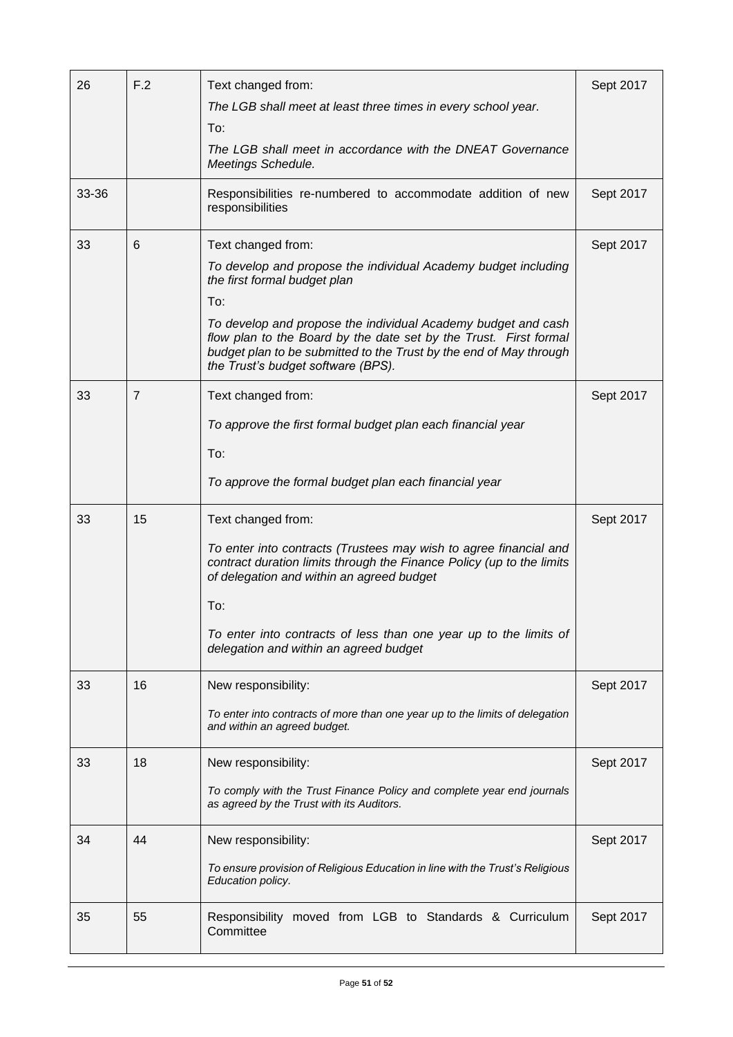| 26 | F.2 | Text changed from:<br>*The LGB shall meet at least three times in every school year.*<br>To:<br>*The LGB shall meet in accordance with the DNEAT Governance Meetings Schedule.* | Sept 2017 |
|---|---|---|---|
| 33-36 | | Responsibilities re-numbered to accommodate addition of new responsibilities | Sept 2017 |
| 33 | 6 | Text changed from:<br>*To develop and propose the individual Academy budget including the first formal budget plan*<br>To:<br>*To develop and propose the individual Academy budget and cash flow plan to the Board by the date set by the Trust. First formal budget plan to be submitted to the Trust by the end of May through the Trust's budget software (BPS).* | Sept 2017 |
| 33 | 7 | Text changed from:<br>*To approve the first formal budget plan each financial year*<br>To:<br>*To approve the formal budget plan each financial year* | Sept 2017 |
| 33 | 15 | Text changed from:<br>*To enter into contracts (Trustees may wish to agree financial and contract duration limits through the Finance Policy (up to the limits of delegation and within an agreed budget*<br>To:<br>*To enter into contracts of less than one year up to the limits of delegation and within an agreed budget* | Sept 2017 |
| 33 | 16 | New responsibility:<br>*To enter into contracts of more than one year up to the limits of delegation and within an agreed budget.* | Sept 2017 |
| 33 | 18 | New responsibility:<br>*To comply with the Trust Finance Policy and complete year end journals as agreed by the Trust with its Auditors.* | Sept 2017 |
| 34 | 44 | New responsibility:<br>*To ensure provision of Religious Education in line with the Trust's Religious Education policy.* | Sept 2017 |
| 35 | 55 | Responsibility moved from LGB to Standards & Curriculum Committee | Sept 2017 |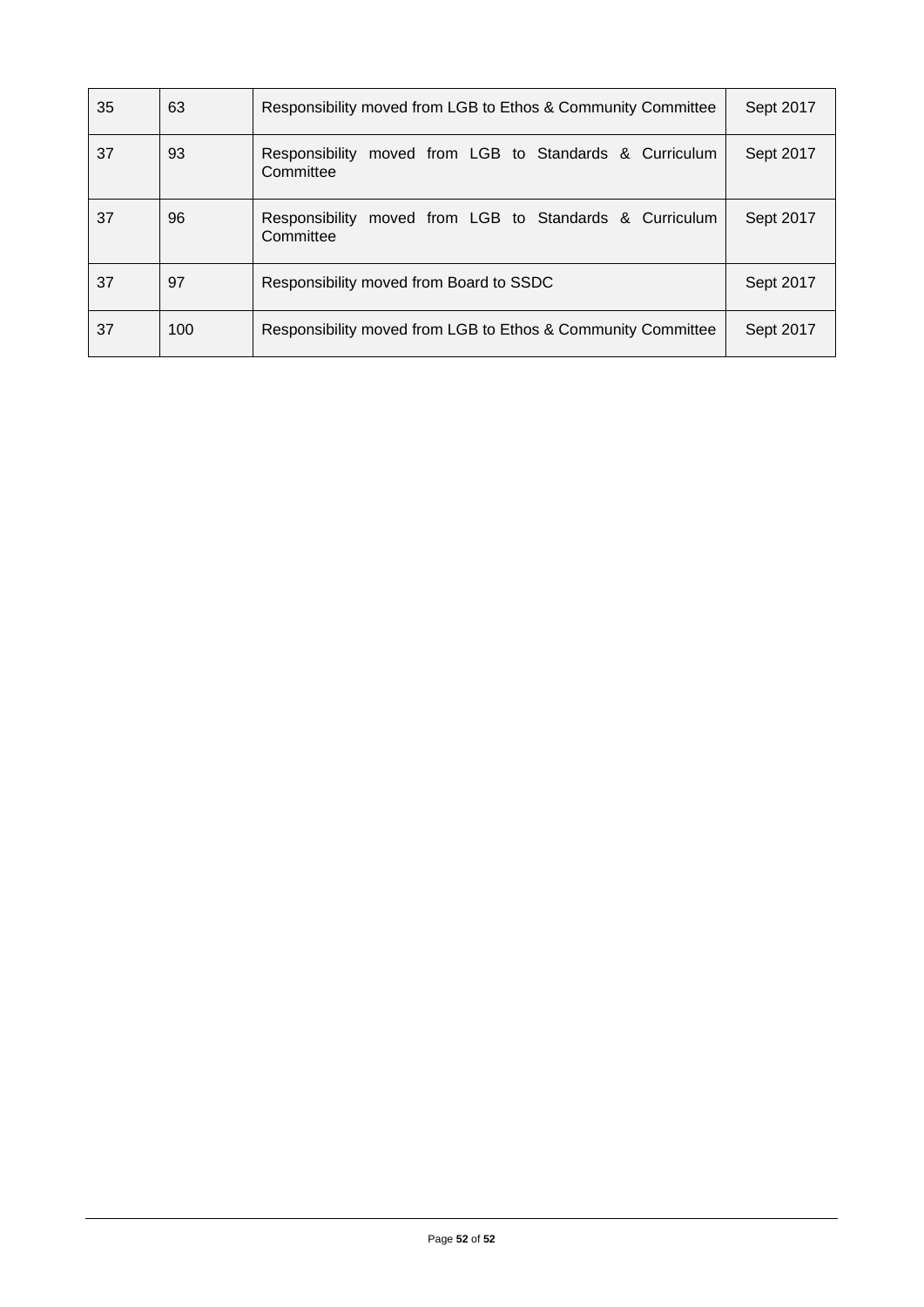| | | | |
|---|---|---|---|
| 35 | 63 | Responsibility moved from LGB to Ethos & Community Committee | Sept 2017 |
| 37 | 93 | Responsibility moved from LGB to Standards & Curriculum Committee | Sept 2017 |
| 37 | 96 | Responsibility moved from LGB to Standards & Curriculum Committee | Sept 2017 |
| 37 | 97 | Responsibility moved from Board to SSDC | Sept 2017 |
| 37 | 100 | Responsibility moved from LGB to Ethos & Community Committee | Sept 2017 |